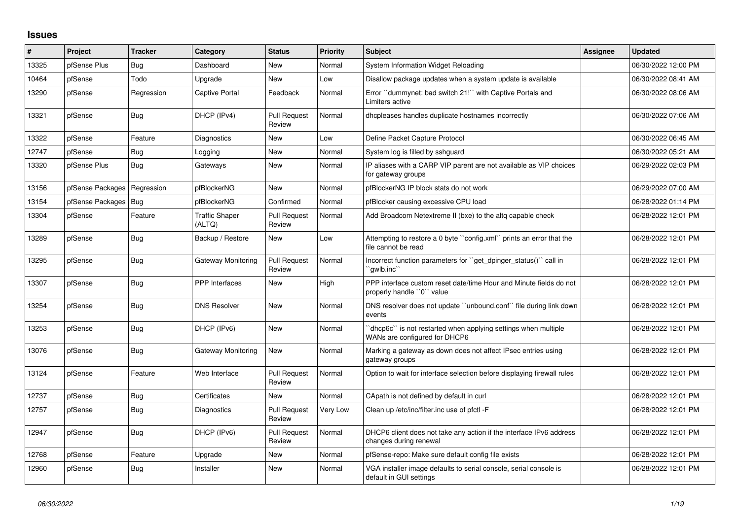## Issues

| # | Project | Tracker | Category | Status | Priority | Subject | Assignee | Updated |
|---|---|---|---|---|---|---|---|---|
| 13325 | pfSense Plus | Bug | Dashboard | New | Normal | System Information Widget Reloading | | 06/30/2022 12:00 PM |
| 10464 | pfSense | Todo | Upgrade | New | Low | Disallow package updates when a system update is available | | 06/30/2022 08:41 AM |
| 13290 | pfSense | Regression | Captive Portal | Feedback | Normal | Error ``dummynet: bad switch 21!`` with Captive Portals and Limiters active | | 06/30/2022 08:06 AM |
| 13321 | pfSense | Bug | DHCP (IPv4) | Pull Request Review | Normal | dhcpleases handles duplicate hostnames incorrectly | | 06/30/2022 07:06 AM |
| 13322 | pfSense | Feature | Diagnostics | New | Low | Define Packet Capture Protocol | | 06/30/2022 06:45 AM |
| 12747 | pfSense | Bug | Logging | New | Normal | System log is filled by sshguard | | 06/30/2022 05:21 AM |
| 13320 | pfSense Plus | Bug | Gateways | New | Normal | IP aliases with a CARP VIP parent are not available as VIP choices for gateway groups | | 06/29/2022 02:03 PM |
| 13156 | pfSense Packages | Regression | pfBlockerNG | New | Normal | pfBlockerNG IP block stats do not work | | 06/29/2022 07:00 AM |
| 13154 | pfSense Packages | Bug | pfBlockerNG | Confirmed | Normal | pfBlocker causing excessive CPU load | | 06/28/2022 01:14 PM |
| 13304 | pfSense | Feature | Traffic Shaper (ALTQ) | Pull Request Review | Normal | Add Broadcom Netextreme II (bxe) to the altq capable check | | 06/28/2022 12:01 PM |
| 13289 | pfSense | Bug | Backup / Restore | New | Low | Attempting to restore a 0 byte ``config.xml`` prints an error that the file cannot be read | | 06/28/2022 12:01 PM |
| 13295 | pfSense | Bug | Gateway Monitoring | Pull Request Review | Normal | Incorrect function parameters for ``get_dpinger_status()`` call in ``gwlb.inc`` | | 06/28/2022 12:01 PM |
| 13307 | pfSense | Bug | PPP Interfaces | New | High | PPP interface custom reset date/time Hour and Minute fields do not properly handle ``0`` value | | 06/28/2022 12:01 PM |
| 13254 | pfSense | Bug | DNS Resolver | New | Normal | DNS resolver does not update ``unbound.conf`` file during link down events | | 06/28/2022 12:01 PM |
| 13253 | pfSense | Bug | DHCP (IPv6) | New | Normal | ``dhcp6c`` is not restarted when applying settings when multiple WANs are configured for DHCP6 | | 06/28/2022 12:01 PM |
| 13076 | pfSense | Bug | Gateway Monitoring | New | Normal | Marking a gateway as down does not affect IPsec entries using gateway groups | | 06/28/2022 12:01 PM |
| 13124 | pfSense | Feature | Web Interface | Pull Request Review | Normal | Option to wait for interface selection before displaying firewall rules | | 06/28/2022 12:01 PM |
| 12737 | pfSense | Bug | Certificates | New | Normal | CApath is not defined by default in curl | | 06/28/2022 12:01 PM |
| 12757 | pfSense | Bug | Diagnostics | Pull Request Review | Very Low | Clean up /etc/inc/filter.inc use of pfctl -F | | 06/28/2022 12:01 PM |
| 12947 | pfSense | Bug | DHCP (IPv6) | Pull Request Review | Normal | DHCP6 client does not take any action if the interface IPv6 address changes during renewal | | 06/28/2022 12:01 PM |
| 12768 | pfSense | Feature | Upgrade | New | Normal | pfSense-repo: Make sure default config file exists | | 06/28/2022 12:01 PM |
| 12960 | pfSense | Bug | Installer | New | Normal | VGA installer image defaults to serial console, serial console is default in GUI settings | | 06/28/2022 12:01 PM |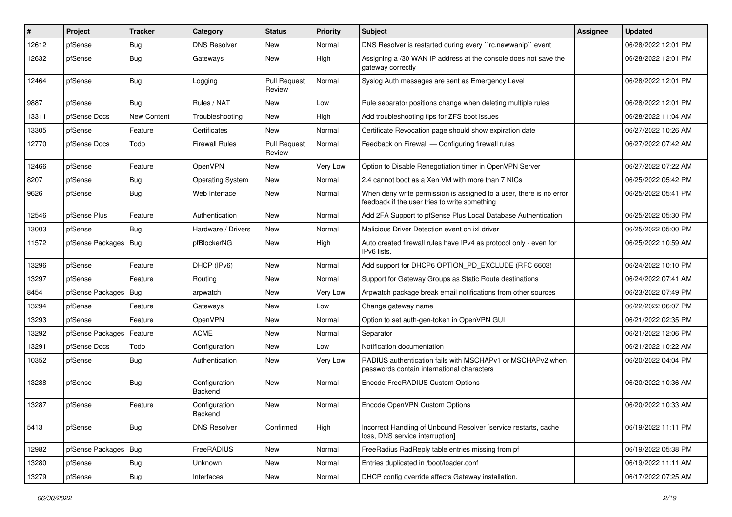| # | Project | Tracker | Category | Status | Priority | Subject | Assignee | Updated |
|---|---|---|---|---|---|---|---|---|
| 12612 | pfSense | Bug | DNS Resolver | New | Normal | DNS Resolver is restarted during every ``rc.newwanip`` event | | 06/28/2022 12:01 PM |
| 12632 | pfSense | Bug | Gateways | New | High | Assigning a /30 WAN IP address at the console does not save the gateway correctly | | 06/28/2022 12:01 PM |
| 12464 | pfSense | Bug | Logging | Pull Request Review | Normal | Syslog Auth messages are sent as Emergency Level | | 06/28/2022 12:01 PM |
| 9887 | pfSense | Bug | Rules / NAT | New | Low | Rule separator positions change when deleting multiple rules | | 06/28/2022 12:01 PM |
| 13311 | pfSense Docs | New Content | Troubleshooting | New | High | Add troubleshooting tips for ZFS boot issues | | 06/28/2022 11:04 AM |
| 13305 | pfSense | Feature | Certificates | New | Normal | Certificate Revocation page should show expiration date | | 06/27/2022 10:26 AM |
| 12770 | pfSense Docs | Todo | Firewall Rules | Pull Request Review | Normal | Feedback on Firewall — Configuring firewall rules | | 06/27/2022 07:42 AM |
| 12466 | pfSense | Feature | OpenVPN | New | Very Low | Option to Disable Renegotiation timer in OpenVPN Server | | 06/27/2022 07:22 AM |
| 8207 | pfSense | Bug | Operating System | New | Normal | 2.4 cannot boot as a Xen VM with more than 7 NICs | | 06/25/2022 05:42 PM |
| 9626 | pfSense | Bug | Web Interface | New | Normal | When deny write permission is assigned to a user, there is no error feedback if the user tries to write something | | 06/25/2022 05:41 PM |
| 12546 | pfSense Plus | Feature | Authentication | New | Normal | Add 2FA Support to pfSense Plus Local Database Authentication | | 06/25/2022 05:30 PM |
| 13003 | pfSense | Bug | Hardware / Drivers | New | Normal | Malicious Driver Detection event on ixl driver | | 06/25/2022 05:00 PM |
| 11572 | pfSense Packages | Bug | pfBlockerNG | New | High | Auto created firewall rules have IPv4 as protocol only - even for IPv6 lists. | | 06/25/2022 10:59 AM |
| 13296 | pfSense | Feature | DHCP (IPv6) | New | Normal | Add support for DHCP6 OPTION_PD_EXCLUDE (RFC 6603) | | 06/24/2022 10:10 PM |
| 13297 | pfSense | Feature | Routing | New | Normal | Support for Gateway Groups as Static Route destinations | | 06/24/2022 07:41 AM |
| 8454 | pfSense Packages | Bug | arpwatch | New | Very Low | Arpwatch package break email notifications from other sources | | 06/23/2022 07:49 PM |
| 13294 | pfSense | Feature | Gateways | New | Low | Change gateway name | | 06/22/2022 06:07 PM |
| 13293 | pfSense | Feature | OpenVPN | New | Normal | Option to set auth-gen-token in OpenVPN GUI | | 06/21/2022 02:35 PM |
| 13292 | pfSense Packages | Feature | ACME | New | Normal | Separator | | 06/21/2022 12:06 PM |
| 13291 | pfSense Docs | Todo | Configuration | New | Low | Notification documentation | | 06/21/2022 10:22 AM |
| 10352 | pfSense | Bug | Authentication | New | Very Low | RADIUS authentication fails with MSCHAPv1 or MSCHAPv2 when passwords contain international characters | | 06/20/2022 04:04 PM |
| 13288 | pfSense | Bug | Configuration Backend | New | Normal | Encode FreeRADIUS Custom Options | | 06/20/2022 10:36 AM |
| 13287 | pfSense | Feature | Configuration Backend | New | Normal | Encode OpenVPN Custom Options | | 06/20/2022 10:33 AM |
| 5413 | pfSense | Bug | DNS Resolver | Confirmed | High | Incorrect Handling of Unbound Resolver [service restarts, cache loss, DNS service interruption] | | 06/19/2022 11:11 PM |
| 12982 | pfSense Packages | Bug | FreeRADIUS | New | Normal | FreeRadius RadReply table entries missing from pf | | 06/19/2022 05:38 PM |
| 13280 | pfSense | Bug | Unknown | New | Normal | Entries duplicated in /boot/loader.conf | | 06/19/2022 11:11 AM |
| 13279 | pfSense | Bug | Interfaces | New | Normal | DHCP config override affects Gateway installation. | | 06/17/2022 07:25 AM |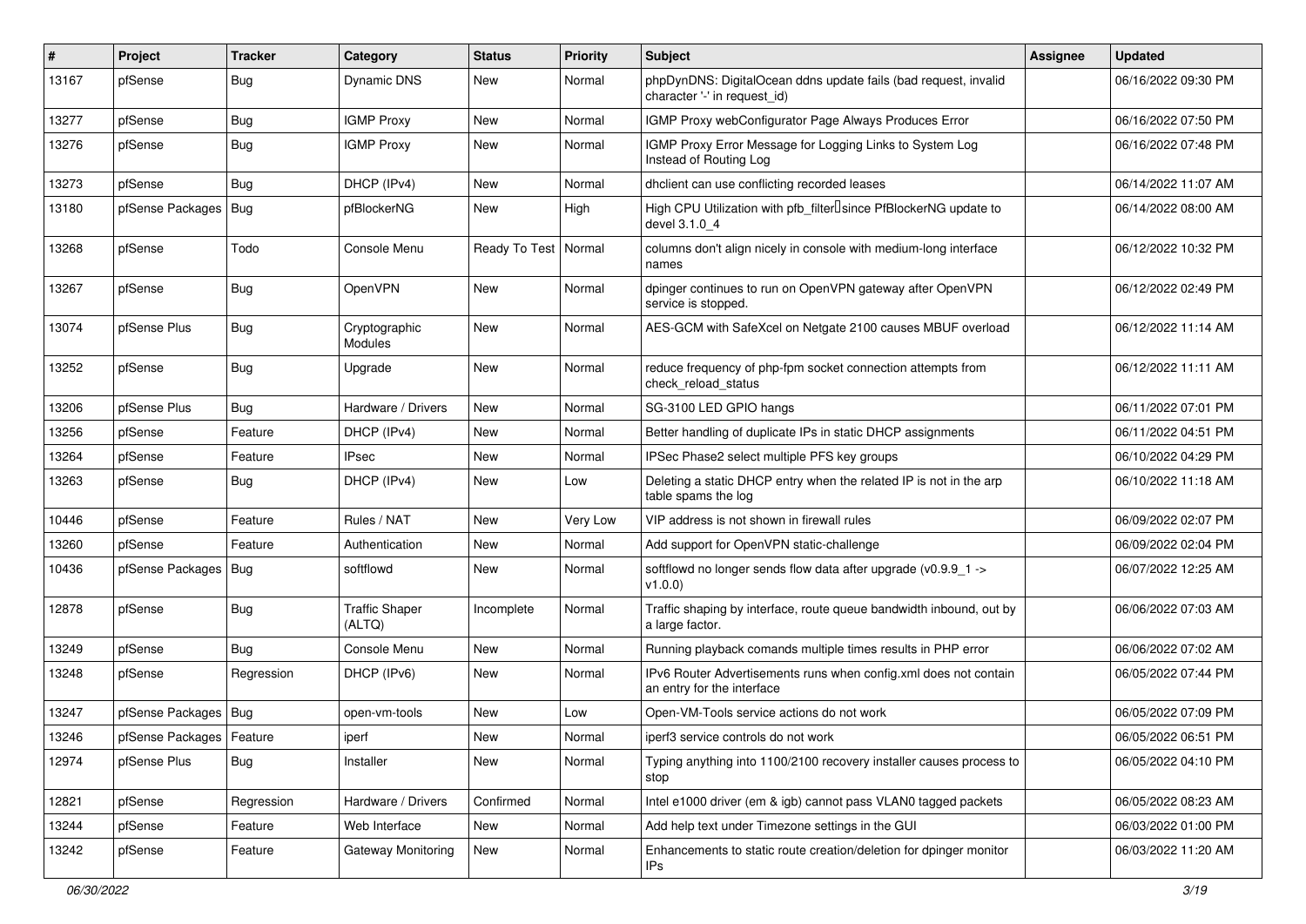| # | Project | Tracker | Category | Status | Priority | Subject | Assignee | Updated |
|---|---|---|---|---|---|---|---|---|
| 13167 | pfSense | Bug | Dynamic DNS | New | Normal | phpDynDNS: DigitalOcean ddns update fails (bad request, invalid character '-' in request_id) | | 06/16/2022 09:30 PM |
| 13277 | pfSense | Bug | IGMP Proxy | New | Normal | IGMP Proxy webConfigurator Page Always Produces Error | | 06/16/2022 07:50 PM |
| 13276 | pfSense | Bug | IGMP Proxy | New | Normal | IGMP Proxy Error Message for Logging Links to System Log Instead of Routing Log | | 06/16/2022 07:48 PM |
| 13273 | pfSense | Bug | DHCP (IPv4) | New | Normal | dhclient can use conflicting recorded leases | | 06/14/2022 11:07 AM |
| 13180 | pfSense Packages | Bug | pfBlockerNG | New | High | High CPU Utilization with pfb_filter since PfBlockerNG update to devel 3.1.0_4 | | 06/14/2022 08:00 AM |
| 13268 | pfSense | Todo | Console Menu | Ready To Test | Normal | columns don't align nicely in console with medium-long interface names | | 06/12/2022 10:32 PM |
| 13267 | pfSense | Bug | OpenVPN | New | Normal | dpinger continues to run on OpenVPN gateway after OpenVPN service is stopped. | | 06/12/2022 02:49 PM |
| 13074 | pfSense Plus | Bug | Cryptographic Modules | New | Normal | AES-GCM with SafeXcel on Netgate 2100 causes MBUF overload | | 06/12/2022 11:14 AM |
| 13252 | pfSense | Bug | Upgrade | New | Normal | reduce frequency of php-fpm socket connection attempts from check_reload_status | | 06/12/2022 11:11 AM |
| 13206 | pfSense Plus | Bug | Hardware / Drivers | New | Normal | SG-3100 LED GPIO hangs | | 06/11/2022 07:01 PM |
| 13256 | pfSense | Feature | DHCP (IPv4) | New | Normal | Better handling of duplicate IPs in static DHCP assignments | | 06/11/2022 04:51 PM |
| 13264 | pfSense | Feature | IPsec | New | Normal | IPSec Phase2 select multiple PFS key groups | | 06/10/2022 04:29 PM |
| 13263 | pfSense | Bug | DHCP (IPv4) | New | Low | Deleting a static DHCP entry when the related IP is not in the arp table spams the log | | 06/10/2022 11:18 AM |
| 10446 | pfSense | Feature | Rules / NAT | New | Very Low | VIP address is not shown in firewall rules | | 06/09/2022 02:07 PM |
| 13260 | pfSense | Feature | Authentication | New | Normal | Add support for OpenVPN static-challenge | | 06/09/2022 02:04 PM |
| 10436 | pfSense Packages | Bug | softflowd | New | Normal | softflowd no longer sends flow data after upgrade (v0.9.9_1 -> v1.0.0) | | 06/07/2022 12:25 AM |
| 12878 | pfSense | Bug | Traffic Shaper (ALTQ) | Incomplete | Normal | Traffic shaping by interface, route queue bandwidth inbound, out by a large factor. | | 06/06/2022 07:03 AM |
| 13249 | pfSense | Bug | Console Menu | New | Normal | Running playback comands multiple times results in PHP error | | 06/06/2022 07:02 AM |
| 13248 | pfSense | Regression | DHCP (IPv6) | New | Normal | IPv6 Router Advertisements runs when config.xml does not contain an entry for the interface | | 06/05/2022 07:44 PM |
| 13247 | pfSense Packages | Bug | open-vm-tools | New | Low | Open-VM-Tools service actions do not work | | 06/05/2022 07:09 PM |
| 13246 | pfSense Packages | Feature | iperf | New | Normal | iperf3 service controls do not work | | 06/05/2022 06:51 PM |
| 12974 | pfSense Plus | Bug | Installer | New | Normal | Typing anything into 1100/2100 recovery installer causes process to stop | | 06/05/2022 04:10 PM |
| 12821 | pfSense | Regression | Hardware / Drivers | Confirmed | Normal | Intel e1000 driver (em & igb) cannot pass VLAN0 tagged packets | | 06/05/2022 08:23 AM |
| 13244 | pfSense | Feature | Web Interface | New | Normal | Add help text under Timezone settings in the GUI | | 06/03/2022 01:00 PM |
| 13242 | pfSense | Feature | Gateway Monitoring | New | Normal | Enhancements to static route creation/deletion for dpinger monitor IPs | | 06/03/2022 11:20 AM |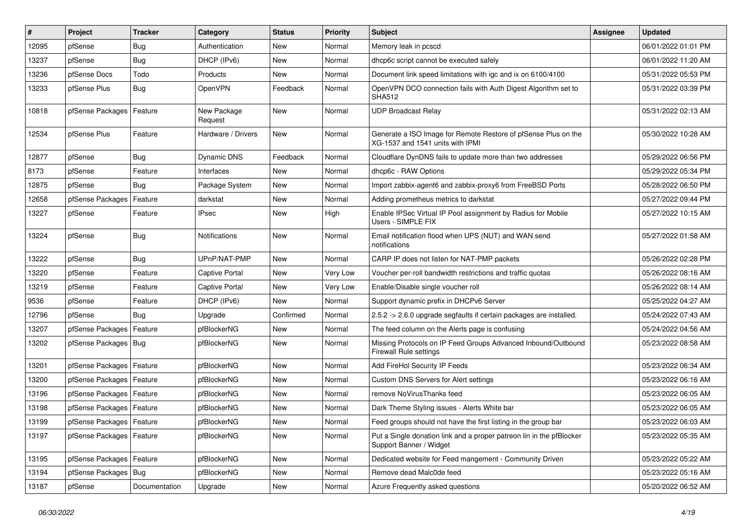| # | Project | Tracker | Category | Status | Priority | Subject | Assignee | Updated |
|---|---|---|---|---|---|---|---|---|
| 12095 | pfSense | Bug | Authentication | New | Normal | Memory leak in pcscd | | 06/01/2022 01:01 PM |
| 13237 | pfSense | Bug | DHCP (IPv6) | New | Normal | dhcp6c script cannot be executed safely | | 06/01/2022 11:20 AM |
| 13236 | pfSense Docs | Todo | Products | New | Normal | Document link speed limitations with igc and ix on 6100/4100 | | 05/31/2022 05:53 PM |
| 13233 | pfSense Plus | Bug | OpenVPN | Feedback | Normal | OpenVPN DCO connection fails with Auth Digest Algorithm set to SHA512 | | 05/31/2022 03:39 PM |
| 10818 | pfSense Packages | Feature | New Package Request | New | Normal | UDP Broadcast Relay | | 05/31/2022 02:13 AM |
| 12534 | pfSense Plus | Feature | Hardware / Drivers | New | Normal | Generate a ISO Image for Remote Restore of pfSense Plus on the XG-1537 and 1541 units with IPMI | | 05/30/2022 10:28 AM |
| 12877 | pfSense | Bug | Dynamic DNS | Feedback | Normal | Cloudflare DynDNS fails to update more than two addresses | | 05/29/2022 06:56 PM |
| 8173 | pfSense | Feature | Interfaces | New | Normal | dhcp6c - RAW Options | | 05/29/2022 05:34 PM |
| 12875 | pfSense | Bug | Package System | New | Normal | Import zabbix-agent6 and zabbix-proxy6 from FreeBSD Ports | | 05/28/2022 06:50 PM |
| 12658 | pfSense Packages | Feature | darkstat | New | Normal | Adding prometheus metrics to darkstat | | 05/27/2022 09:44 PM |
| 13227 | pfSense | Feature | IPsec | New | High | Enable IPSec Virtual IP Pool assignment by Radius for Mobile Users - SIMPLE FIX | | 05/27/2022 10:15 AM |
| 13224 | pfSense | Bug | Notifications | New | Normal | Email notification flood when UPS (NUT) and WAN send notifications | | 05/27/2022 01:58 AM |
| 13222 | pfSense | Bug | UPnP/NAT-PMP | New | Normal | CARP IP does not listen for NAT-PMP packets | | 05/26/2022 02:28 PM |
| 13220 | pfSense | Feature | Captive Portal | New | Very Low | Voucher per-roll bandwidth restrictions and traffic quotas | | 05/26/2022 08:16 AM |
| 13219 | pfSense | Feature | Captive Portal | New | Very Low | Enable/Disable single voucher roll | | 05/26/2022 08:14 AM |
| 9536 | pfSense | Feature | DHCP (IPv6) | New | Normal | Support dynamic prefix in DHCPv6 Server | | 05/25/2022 04:27 AM |
| 12796 | pfSense | Bug | Upgrade | Confirmed | Normal | 2.5.2 -> 2.6.0 upgrade segfaults if certain packages are installed. | | 05/24/2022 07:43 AM |
| 13207 | pfSense Packages | Feature | pfBlockerNG | New | Normal | The feed column on the Alerts page is confusing | | 05/24/2022 04:56 AM |
| 13202 | pfSense Packages | Bug | pfBlockerNG | New | Normal | Missing Protocols on IP Feed Groups Advanced Inbound/Outbound Firewall Rule settings | | 05/23/2022 08:58 AM |
| 13201 | pfSense Packages | Feature | pfBlockerNG | New | Normal | Add FireHol Security IP Feeds | | 05/23/2022 06:34 AM |
| 13200 | pfSense Packages | Feature | pfBlockerNG | New | Normal | Custom DNS Servers for Alert settings | | 05/23/2022 06:16 AM |
| 13196 | pfSense Packages | Feature | pfBlockerNG | New | Normal | remove NoVirusThanks feed | | 05/23/2022 06:05 AM |
| 13198 | pfSense Packages | Feature | pfBlockerNG | New | Normal | Dark Theme Styling issues - Alerts White bar | | 05/23/2022 06:05 AM |
| 13199 | pfSense Packages | Feature | pfBlockerNG | New | Normal | Feed groups should not have the first listing in the group bar | | 05/23/2022 06:03 AM |
| 13197 | pfSense Packages | Feature | pfBlockerNG | New | Normal | Put a Single donation link and a proper patreon lin in the pfBlocker Support Banner / Widget | | 05/23/2022 05:35 AM |
| 13195 | pfSense Packages | Feature | pfBlockerNG | New | Normal | Dedicated website for Feed mangement - Community Driven | | 05/23/2022 05:22 AM |
| 13194 | pfSense Packages | Bug | pfBlockerNG | New | Normal | Remove dead Malc0de feed | | 05/23/2022 05:16 AM |
| 13187 | pfSense | Documentation | Upgrade | New | Normal | Azure Frequently asked questions | | 05/20/2022 06:52 AM |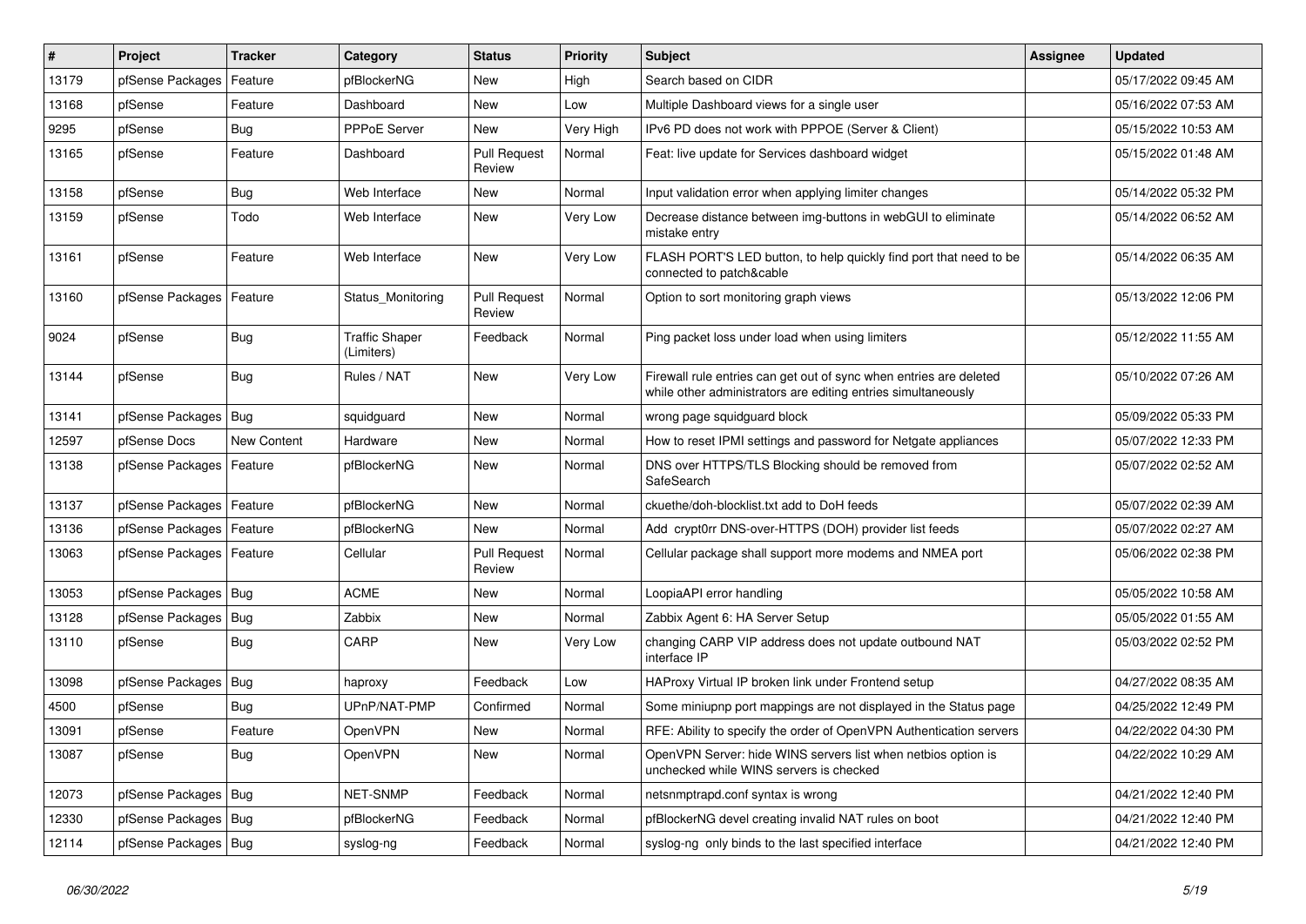| # | Project | Tracker | Category | Status | Priority | Subject | Assignee | Updated |
|---|---|---|---|---|---|---|---|---|
| 13179 | pfSense Packages | Feature | pfBlockerNG | New | High | Search based on CIDR | | 05/17/2022 09:45 AM |
| 13168 | pfSense | Feature | Dashboard | New | Low | Multiple Dashboard views for a single user | | 05/16/2022 07:53 AM |
| 9295 | pfSense | Bug | PPPoE Server | New | Very High | IPv6 PD does not work with PPPOE (Server & Client) | | 05/15/2022 10:53 AM |
| 13165 | pfSense | Feature | Dashboard | Pull Request Review | Normal | Feat: live update for Services dashboard widget | | 05/15/2022 01:48 AM |
| 13158 | pfSense | Bug | Web Interface | New | Normal | Input validation error when applying limiter changes | | 05/14/2022 05:32 PM |
| 13159 | pfSense | Todo | Web Interface | New | Very Low | Decrease distance between img-buttons in webGUI to eliminate mistake entry | | 05/14/2022 06:52 AM |
| 13161 | pfSense | Feature | Web Interface | New | Very Low | FLASH PORT'S LED button, to help quickly find port that need to be connected to patch&cable | | 05/14/2022 06:35 AM |
| 13160 | pfSense Packages | Feature | Status_Monitoring | Pull Request Review | Normal | Option to sort monitoring graph views | | 05/13/2022 12:06 PM |
| 9024 | pfSense | Bug | Traffic Shaper (Limiters) | Feedback | Normal | Ping packet loss under load when using limiters | | 05/12/2022 11:55 AM |
| 13144 | pfSense | Bug | Rules / NAT | New | Very Low | Firewall rule entries can get out of sync when entries are deleted while other administrators are editing entries simultaneously | | 05/10/2022 07:26 AM |
| 13141 | pfSense Packages | Bug | squidguard | New | Normal | wrong page squidguard block | | 05/09/2022 05:33 PM |
| 12597 | pfSense Docs | New Content | Hardware | New | Normal | How to reset IPMI settings and password for Netgate appliances | | 05/07/2022 12:33 PM |
| 13138 | pfSense Packages | Feature | pfBlockerNG | New | Normal | DNS over HTTPS/TLS Blocking should be removed from SafeSearch | | 05/07/2022 02:52 AM |
| 13137 | pfSense Packages | Feature | pfBlockerNG | New | Normal | ckuethe/doh-blocklist.txt add to DoH feeds | | 05/07/2022 02:39 AM |
| 13136 | pfSense Packages | Feature | pfBlockerNG | New | Normal | Add crypt0rr DNS-over-HTTPS (DOH) provider list feeds | | 05/07/2022 02:27 AM |
| 13063 | pfSense Packages | Feature | Cellular | Pull Request Review | Normal | Cellular package shall support more modems and NMEA port | | 05/06/2022 02:38 PM |
| 13053 | pfSense Packages | Bug | ACME | New | Normal | LoopiaAPI error handling | | 05/05/2022 10:58 AM |
| 13128 | pfSense Packages | Bug | Zabbix | New | Normal | Zabbix Agent 6: HA Server Setup | | 05/05/2022 01:55 AM |
| 13110 | pfSense | Bug | CARP | New | Very Low | changing CARP VIP address does not update outbound NAT interface IP | | 05/03/2022 02:52 PM |
| 13098 | pfSense Packages | Bug | haproxy | Feedback | Low | HAProxy Virtual IP broken link under Frontend setup | | 04/27/2022 08:35 AM |
| 4500 | pfSense | Bug | UPnP/NAT-PMP | Confirmed | Normal | Some miniupnp port mappings are not displayed in the Status page | | 04/25/2022 12:49 PM |
| 13091 | pfSense | Feature | OpenVPN | New | Normal | RFE: Ability to specify the order of OpenVPN Authentication servers | | 04/22/2022 04:30 PM |
| 13087 | pfSense | Bug | OpenVPN | New | Normal | OpenVPN Server: hide WINS servers list when netbios option is unchecked while WINS servers is checked | | 04/22/2022 10:29 AM |
| 12073 | pfSense Packages | Bug | NET-SNMP | Feedback | Normal | netsnmptrapd.conf syntax is wrong | | 04/21/2022 12:40 PM |
| 12330 | pfSense Packages | Bug | pfBlockerNG | Feedback | Normal | pfBlockerNG devel creating invalid NAT rules on boot | | 04/21/2022 12:40 PM |
| 12114 | pfSense Packages | Bug | syslog-ng | Feedback | Normal | syslog-ng only binds to the last specified interface | | 04/21/2022 12:40 PM |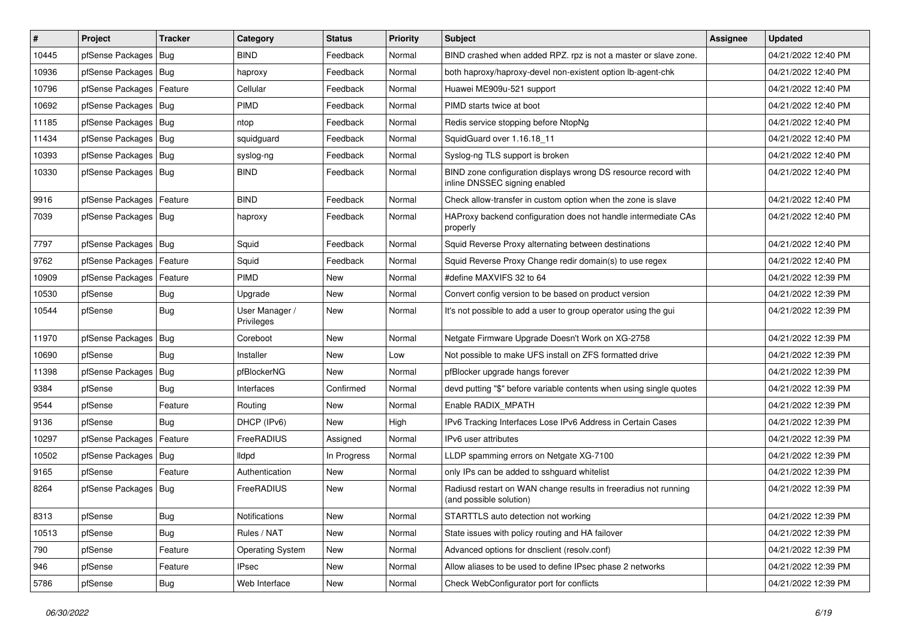| # | Project | Tracker | Category | Status | Priority | Subject | Assignee | Updated |
|---|---|---|---|---|---|---|---|---|
| 10445 | pfSense Packages | Bug | BIND | Feedback | Normal | BIND crashed when added RPZ. rpz is not a master or slave zone. | | 04/21/2022 12:40 PM |
| 10936 | pfSense Packages | Bug | haproxy | Feedback | Normal | both haproxy/haproxy-devel non-existent option lb-agent-chk | | 04/21/2022 12:40 PM |
| 10796 | pfSense Packages | Feature | Cellular | Feedback | Normal | Huawei ME909u-521 support | | 04/21/2022 12:40 PM |
| 10692 | pfSense Packages | Bug | PIMD | Feedback | Normal | PIMD starts twice at boot | | 04/21/2022 12:40 PM |
| 11185 | pfSense Packages | Bug | ntop | Feedback | Normal | Redis service stopping before NtopNg | | 04/21/2022 12:40 PM |
| 11434 | pfSense Packages | Bug | squidguard | Feedback | Normal | SquidGuard over 1.16.18_11 | | 04/21/2022 12:40 PM |
| 10393 | pfSense Packages | Bug | syslog-ng | Feedback | Normal | Syslog-ng TLS support is broken | | 04/21/2022 12:40 PM |
| 10330 | pfSense Packages | Bug | BIND | Feedback | Normal | BIND zone configuration displays wrong DS resource record with inline DNSSEC signing enabled | | 04/21/2022 12:40 PM |
| 9916 | pfSense Packages | Feature | BIND | Feedback | Normal | Check allow-transfer in custom option when the zone is slave | | 04/21/2022 12:40 PM |
| 7039 | pfSense Packages | Bug | haproxy | Feedback | Normal | HAProxy backend configuration does not handle intermediate CAs properly | | 04/21/2022 12:40 PM |
| 7797 | pfSense Packages | Bug | Squid | Feedback | Normal | Squid Reverse Proxy alternating between destinations | | 04/21/2022 12:40 PM |
| 9762 | pfSense Packages | Feature | Squid | Feedback | Normal | Squid Reverse Proxy Change redir domain(s) to use regex | | 04/21/2022 12:40 PM |
| 10909 | pfSense Packages | Feature | PIMD | New | Normal | #define MAXVIFS 32 to 64 | | 04/21/2022 12:39 PM |
| 10530 | pfSense | Bug | Upgrade | New | Normal | Convert config version to be based on product version | | 04/21/2022 12:39 PM |
| 10544 | pfSense | Bug | User Manager / Privileges | New | Normal | It's not possible to add a user to group operator using the gui | | 04/21/2022 12:39 PM |
| 11970 | pfSense Packages | Bug | Coreboot | New | Normal | Netgate Firmware Upgrade Doesn't Work on XG-2758 | | 04/21/2022 12:39 PM |
| 10690 | pfSense | Bug | Installer | New | Low | Not possible to make UFS install on ZFS formatted drive | | 04/21/2022 12:39 PM |
| 11398 | pfSense Packages | Bug | pfBlockerNG | New | Normal | pfBlocker upgrade hangs forever | | 04/21/2022 12:39 PM |
| 9384 | pfSense | Bug | Interfaces | Confirmed | Normal | devd putting "$" before variable contents when using single quotes | | 04/21/2022 12:39 PM |
| 9544 | pfSense | Feature | Routing | New | Normal | Enable RADIX_MPATH | | 04/21/2022 12:39 PM |
| 9136 | pfSense | Bug | DHCP (IPv6) | New | High | IPv6 Tracking Interfaces Lose IPv6 Address in Certain Cases | | 04/21/2022 12:39 PM |
| 10297 | pfSense Packages | Feature | FreeRADIUS | Assigned | Normal | IPv6 user attributes | | 04/21/2022 12:39 PM |
| 10502 | pfSense Packages | Bug | lldpd | In Progress | Normal | LLDP spamming errors on Netgate XG-7100 | | 04/21/2022 12:39 PM |
| 9165 | pfSense | Feature | Authentication | New | Normal | only IPs can be added to sshguard whitelist | | 04/21/2022 12:39 PM |
| 8264 | pfSense Packages | Bug | FreeRADIUS | New | Normal | Radiusd restart on WAN change results in freeradius not running (and possible solution) | | 04/21/2022 12:39 PM |
| 8313 | pfSense | Bug | Notifications | New | Normal | STARTTLS auto detection not working | | 04/21/2022 12:39 PM |
| 10513 | pfSense | Bug | Rules / NAT | New | Normal | State issues with policy routing and HA failover | | 04/21/2022 12:39 PM |
| 790 | pfSense | Feature | Operating System | New | Normal | Advanced options for dnsclient (resolv.conf) | | 04/21/2022 12:39 PM |
| 946 | pfSense | Feature | IPsec | New | Normal | Allow aliases to be used to define IPsec phase 2 networks | | 04/21/2022 12:39 PM |
| 5786 | pfSense | Bug | Web Interface | New | Normal | Check WebConfigurator port for conflicts | | 04/21/2022 12:39 PM |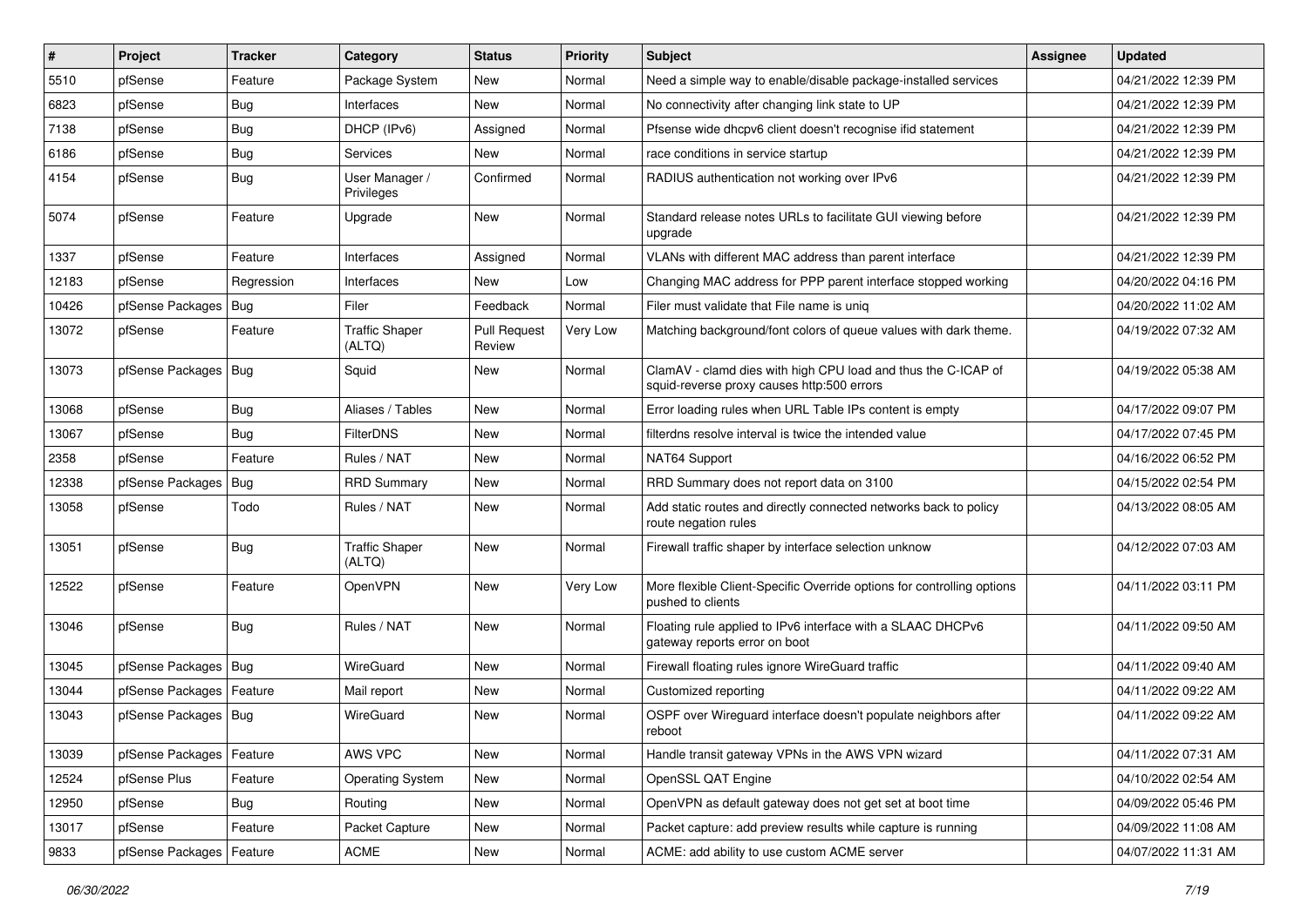| # | Project | Tracker | Category | Status | Priority | Subject | Assignee | Updated |
|---|---|---|---|---|---|---|---|---|
| 5510 | pfSense | Feature | Package System | New | Normal | Need a simple way to enable/disable package-installed services | | 04/21/2022 12:39 PM |
| 6823 | pfSense | Bug | Interfaces | New | Normal | No connectivity after changing link state to UP | | 04/21/2022 12:39 PM |
| 7138 | pfSense | Bug | DHCP (IPv6) | Assigned | Normal | Pfsense wide dhcpv6 client doesn't recognise ifid statement | | 04/21/2022 12:39 PM |
| 6186 | pfSense | Bug | Services | New | Normal | race conditions in service startup | | 04/21/2022 12:39 PM |
| 4154 | pfSense | Bug | User Manager / Privileges | Confirmed | Normal | RADIUS authentication not working over IPv6 | | 04/21/2022 12:39 PM |
| 5074 | pfSense | Feature | Upgrade | New | Normal | Standard release notes URLs to facilitate GUI viewing before upgrade | | 04/21/2022 12:39 PM |
| 1337 | pfSense | Feature | Interfaces | Assigned | Normal | VLANs with different MAC address than parent interface | | 04/21/2022 12:39 PM |
| 12183 | pfSense | Regression | Interfaces | New | Low | Changing MAC address for PPP parent interface stopped working | | 04/20/2022 04:16 PM |
| 10426 | pfSense Packages | Bug | Filer | Feedback | Normal | Filer must validate that File name is uniq | | 04/20/2022 11:02 AM |
| 13072 | pfSense | Feature | Traffic Shaper (ALTQ) | Pull Request Review | Very Low | Matching background/font colors of queue values with dark theme. | | 04/19/2022 07:32 AM |
| 13073 | pfSense Packages | Bug | Squid | New | Normal | ClamAV - clamd dies with high CPU load and thus the C-ICAP of squid-reverse proxy causes http:500 errors | | 04/19/2022 05:38 AM |
| 13068 | pfSense | Bug | Aliases / Tables | New | Normal | Error loading rules when URL Table IPs content is empty | | 04/17/2022 09:07 PM |
| 13067 | pfSense | Bug | FilterDNS | New | Normal | filterdns resolve interval is twice the intended value | | 04/17/2022 07:45 PM |
| 2358 | pfSense | Feature | Rules / NAT | New | Normal | NAT64 Support | | 04/16/2022 06:52 PM |
| 12338 | pfSense Packages | Bug | RRD Summary | New | Normal | RRD Summary does not report data on 3100 | | 04/15/2022 02:54 PM |
| 13058 | pfSense | Todo | Rules / NAT | New | Normal | Add static routes and directly connected networks back to policy route negation rules | | 04/13/2022 08:05 AM |
| 13051 | pfSense | Bug | Traffic Shaper (ALTQ) | New | Normal | Firewall traffic shaper by interface selection unknow | | 04/12/2022 07:03 AM |
| 12522 | pfSense | Feature | OpenVPN | New | Very Low | More flexible Client-Specific Override options for controlling options pushed to clients | | 04/11/2022 03:11 PM |
| 13046 | pfSense | Bug | Rules / NAT | New | Normal | Floating rule applied to IPv6 interface with a SLAAC DHCPv6 gateway reports error on boot | | 04/11/2022 09:50 AM |
| 13045 | pfSense Packages | Bug | WireGuard | New | Normal | Firewall floating rules ignore WireGuard traffic | | 04/11/2022 09:40 AM |
| 13044 | pfSense Packages | Feature | Mail report | New | Normal | Customized reporting | | 04/11/2022 09:22 AM |
| 13043 | pfSense Packages | Bug | WireGuard | New | Normal | OSPF over Wireguard interface doesn't populate neighbors after reboot | | 04/11/2022 09:22 AM |
| 13039 | pfSense Packages | Feature | AWS VPC | New | Normal | Handle transit gateway VPNs in the AWS VPN wizard | | 04/11/2022 07:31 AM |
| 12524 | pfSense Plus | Feature | Operating System | New | Normal | OpenSSL QAT Engine | | 04/10/2022 02:54 AM |
| 12950 | pfSense | Bug | Routing | New | Normal | OpenVPN as default gateway does not get set at boot time | | 04/09/2022 05:46 PM |
| 13017 | pfSense | Feature | Packet Capture | New | Normal | Packet capture: add preview results while capture is running | | 04/09/2022 11:08 AM |
| 9833 | pfSense Packages | Feature | ACME | New | Normal | ACME: add ability to use custom ACME server | | 04/07/2022 11:31 AM |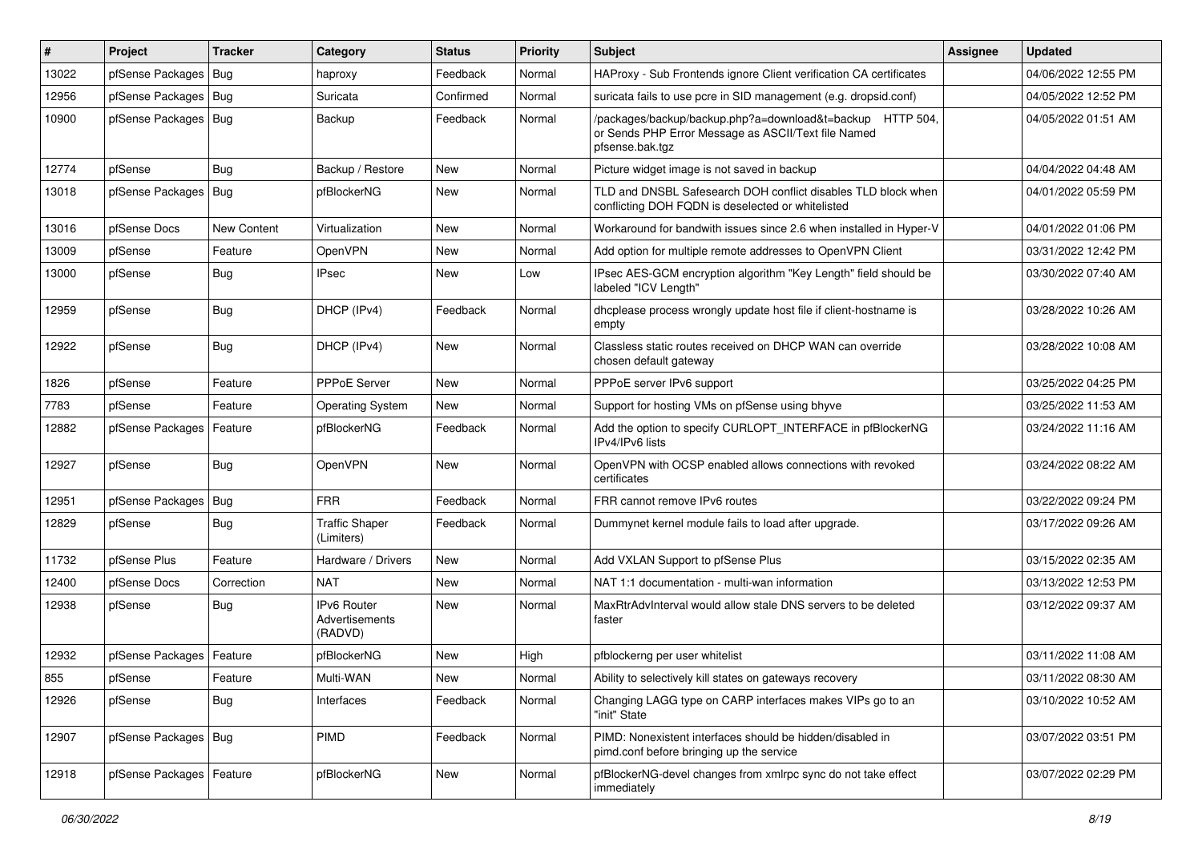| # | Project | Tracker | Category | Status | Priority | Subject | Assignee | Updated |
|---|---|---|---|---|---|---|---|---|
| 13022 | pfSense Packages | Bug | haproxy | Feedback | Normal | HAProxy - Sub Frontends ignore Client verification CA certificates | | 04/06/2022 12:55 PM |
| 12956 | pfSense Packages | Bug | Suricata | Confirmed | Normal | suricata fails to use pcre in SID management (e.g. dropsid.conf) | | 04/05/2022 12:52 PM |
| 10900 | pfSense Packages | Bug | Backup | Feedback | Normal | /packages/backup/backup.php?a=download&t=backup HTTP 504, or Sends PHP Error Message as ASCII/Text file Named pfsense.bak.tgz | | 04/05/2022 01:51 AM |
| 12774 | pfSense | Bug | Backup / Restore | New | Normal | Picture widget image is not saved in backup | | 04/04/2022 04:48 AM |
| 13018 | pfSense Packages | Bug | pfBlockerNG | New | Normal | TLD and DNSBL Safesearch DOH conflict disables TLD block when conflicting DOH FQDN is deselected or whitelisted | | 04/01/2022 05:59 PM |
| 13016 | pfSense Docs | New Content | Virtualization | New | Normal | Workaround for bandwith issues since 2.6 when installed in Hyper-V | | 04/01/2022 01:06 PM |
| 13009 | pfSense | Feature | OpenVPN | New | Normal | Add option for multiple remote addresses to OpenVPN Client | | 03/31/2022 12:42 PM |
| 13000 | pfSense | Bug | IPsec | New | Low | IPsec AES-GCM encryption algorithm "Key Length" field should be labeled "ICV Length" | | 03/30/2022 07:40 AM |
| 12959 | pfSense | Bug | DHCP (IPv4) | Feedback | Normal | dhcplease process wrongly update host file if client-hostname is empty | | 03/28/2022 10:26 AM |
| 12922 | pfSense | Bug | DHCP (IPv4) | New | Normal | Classless static routes received on DHCP WAN can override chosen default gateway | | 03/28/2022 10:08 AM |
| 1826 | pfSense | Feature | PPPoE Server | New | Normal | PPPoE server IPv6 support | | 03/25/2022 04:25 PM |
| 7783 | pfSense | Feature | Operating System | New | Normal | Support for hosting VMs on pfSense using bhyve | | 03/25/2022 11:53 AM |
| 12882 | pfSense Packages | Feature | pfBlockerNG | Feedback | Normal | Add the option to specify CURLOPT_INTERFACE in pfBlockerNG IPv4/IPv6 lists | | 03/24/2022 11:16 AM |
| 12927 | pfSense | Bug | OpenVPN | New | Normal | OpenVPN with OCSP enabled allows connections with revoked certificates | | 03/24/2022 08:22 AM |
| 12951 | pfSense Packages | Bug | FRR | Feedback | Normal | FRR cannot remove IPv6 routes | | 03/22/2022 09:24 PM |
| 12829 | pfSense | Bug | Traffic Shaper (Limiters) | Feedback | Normal | Dummynet kernel module fails to load after upgrade. | | 03/17/2022 09:26 AM |
| 11732 | pfSense Plus | Feature | Hardware / Drivers | New | Normal | Add VXLAN Support to pfSense Plus | | 03/15/2022 02:35 AM |
| 12400 | pfSense Docs | Correction | NAT | New | Normal | NAT 1:1 documentation - multi-wan information | | 03/13/2022 12:53 PM |
| 12938 | pfSense | Bug | IPv6 Router Advertisements (RADVD) | New | Normal | MaxRtrAdvInterval would allow stale DNS servers to be deleted faster | | 03/12/2022 09:37 AM |
| 12932 | pfSense Packages | Feature | pfBlockerNG | New | High | pfblockerng per user whitelist | | 03/11/2022 11:08 AM |
| 855 | pfSense | Feature | Multi-WAN | New | Normal | Ability to selectively kill states on gateways recovery | | 03/11/2022 08:30 AM |
| 12926 | pfSense | Bug | Interfaces | Feedback | Normal | Changing LAGG type on CARP interfaces makes VIPs go to an "init" State | | 03/10/2022 10:52 AM |
| 12907 | pfSense Packages | Bug | PIMD | Feedback | Normal | PIMD: Nonexistent interfaces should be hidden/disabled in pimd.conf before bringing up the service | | 03/07/2022 03:51 PM |
| 12918 | pfSense Packages | Feature | pfBlockerNG | New | Normal | pfBlockerNG-devel changes from xmlrpc sync do not take effect immediately | | 03/07/2022 02:29 PM |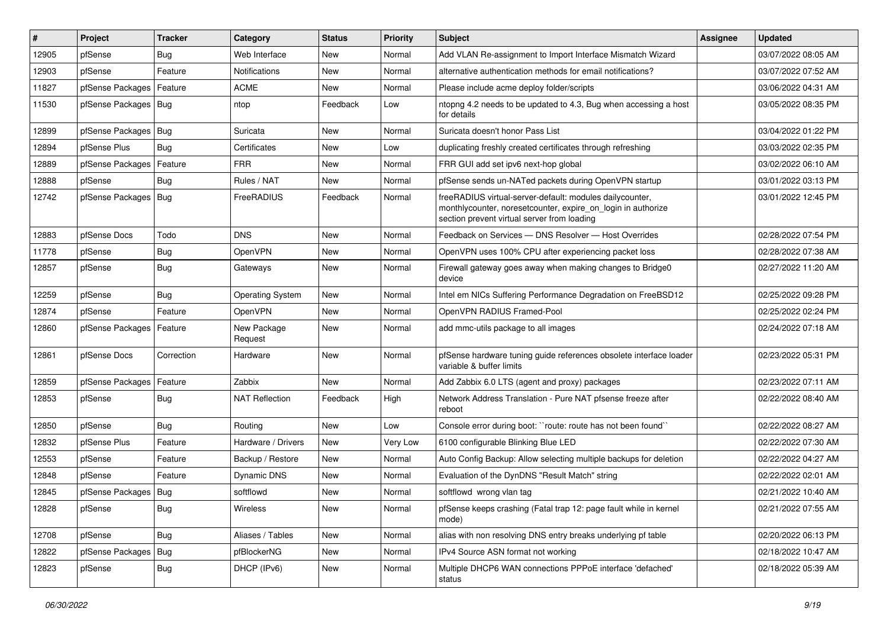| # | Project | Tracker | Category | Status | Priority | Subject | Assignee | Updated |
|---|---|---|---|---|---|---|---|---|
| 12905 | pfSense | Bug | Web Interface | New | Normal | Add VLAN Re-assignment to Import Interface Mismatch Wizard | | 03/07/2022 08:05 AM |
| 12903 | pfSense | Feature | Notifications | New | Normal | alternative authentication methods for email notifications? | | 03/07/2022 07:52 AM |
| 11827 | pfSense Packages | Feature | ACME | New | Normal | Please include acme deploy folder/scripts | | 03/06/2022 04:31 AM |
| 11530 | pfSense Packages | Bug | ntop | Feedback | Low | ntopng 4.2 needs to be updated to 4.3, Bug when accessing a host for details | | 03/05/2022 08:35 PM |
| 12899 | pfSense Packages | Bug | Suricata | New | Normal | Suricata doesn't honor Pass List | | 03/04/2022 01:22 PM |
| 12894 | pfSense Plus | Bug | Certificates | New | Low | duplicating freshly created certificates through refreshing | | 03/03/2022 02:35 PM |
| 12889 | pfSense Packages | Feature | FRR | New | Normal | FRR GUI add set ipv6 next-hop global | | 03/02/2022 06:10 AM |
| 12888 | pfSense | Bug | Rules / NAT | New | Normal | pfSense sends un-NATed packets during OpenVPN startup | | 03/01/2022 03:13 PM |
| 12742 | pfSense Packages | Bug | FreeRADIUS | Feedback | Normal | freeRADIUS virtual-server-default: modules dailycounter, monthlycounter, noresetcounter, expire_on_login in authorize section prevent virtual server from loading | | 03/01/2022 12:45 PM |
| 12883 | pfSense Docs | Todo | DNS | New | Normal | Feedback on Services — DNS Resolver — Host Overrides | | 02/28/2022 07:54 PM |
| 11778 | pfSense | Bug | OpenVPN | New | Normal | OpenVPN uses 100% CPU after experiencing packet loss | | 02/28/2022 07:38 AM |
| 12857 | pfSense | Bug | Gateways | New | Normal | Firewall gateway goes away when making changes to Bridge0 device | | 02/27/2022 11:20 AM |
| 12259 | pfSense | Bug | Operating System | New | Normal | Intel em NICs Suffering Performance Degradation on FreeBSD12 | | 02/25/2022 09:28 PM |
| 12874 | pfSense | Feature | OpenVPN | New | Normal | OpenVPN RADIUS Framed-Pool | | 02/25/2022 02:24 PM |
| 12860 | pfSense Packages | Feature | New Package Request | New | Normal | add mmc-utils package to all images | | 02/24/2022 07:18 AM |
| 12861 | pfSense Docs | Correction | Hardware | New | Normal | pfSense hardware tuning guide references obsolete interface loader variable & buffer limits | | 02/23/2022 05:31 PM |
| 12859 | pfSense Packages | Feature | Zabbix | New | Normal | Add Zabbix 6.0 LTS (agent and proxy) packages | | 02/23/2022 07:11 AM |
| 12853 | pfSense | Bug | NAT Reflection | Feedback | High | Network Address Translation - Pure NAT pfsense freeze after reboot | | 02/22/2022 08:40 AM |
| 12850 | pfSense | Bug | Routing | New | Low | Console error during boot: ``route: route has not been found`` | | 02/22/2022 08:27 AM |
| 12832 | pfSense Plus | Feature | Hardware / Drivers | New | Very Low | 6100 configurable Blinking Blue LED | | 02/22/2022 07:30 AM |
| 12553 | pfSense | Feature | Backup / Restore | New | Normal | Auto Config Backup: Allow selecting multiple backups for deletion | | 02/22/2022 04:27 AM |
| 12848 | pfSense | Feature | Dynamic DNS | New | Normal | Evaluation of the DynDNS "Result Match" string | | 02/22/2022 02:01 AM |
| 12845 | pfSense Packages | Bug | softflowd | New | Normal | softflowd wrong vlan tag | | 02/21/2022 10:40 AM |
| 12828 | pfSense | Bug | Wireless | New | Normal | pfSense keeps crashing (Fatal trap 12: page fault while in kernel mode) | | 02/21/2022 07:55 AM |
| 12708 | pfSense | Bug | Aliases / Tables | New | Normal | alias with non resolving DNS entry breaks underlying pf table | | 02/20/2022 06:13 PM |
| 12822 | pfSense Packages | Bug | pfBlockerNG | New | Normal | IPv4 Source ASN format not working | | 02/18/2022 10:47 AM |
| 12823 | pfSense | Bug | DHCP (IPv6) | New | Normal | Multiple DHCP6 WAN connections PPPoE interface 'defached' status | | 02/18/2022 05:39 AM |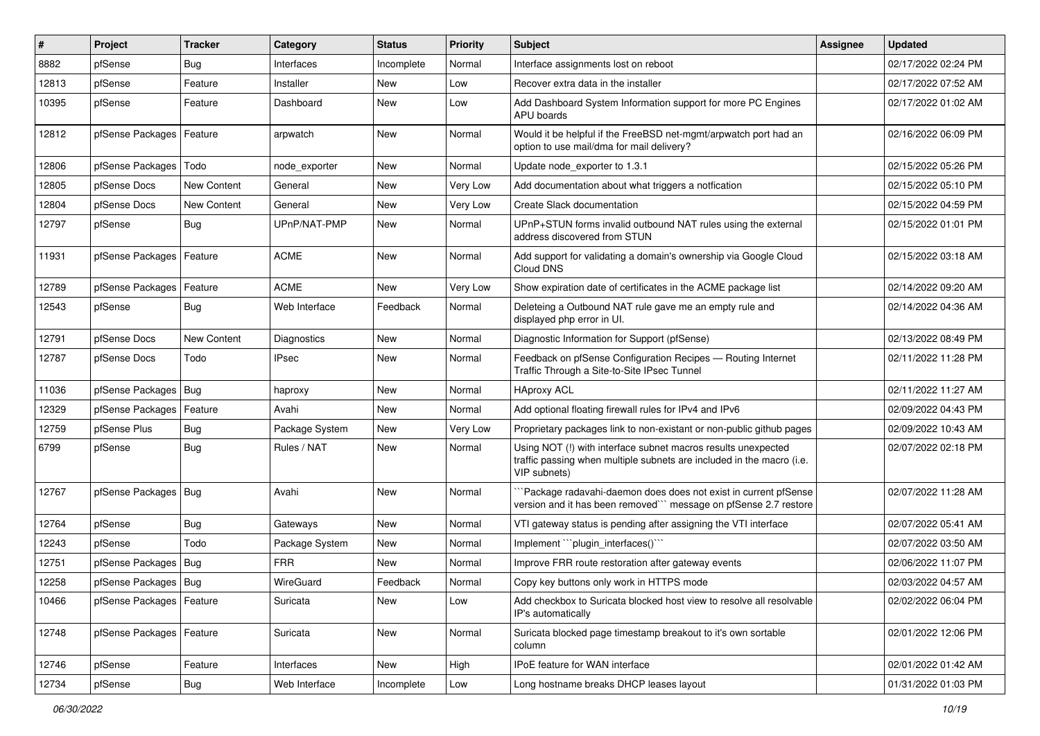| # | Project | Tracker | Category | Status | Priority | Subject | Assignee | Updated |
|---|---|---|---|---|---|---|---|---|
| 8882 | pfSense | Bug | Interfaces | Incomplete | Normal | Interface assignments lost on reboot | | 02/17/2022 02:24 PM |
| 12813 | pfSense | Feature | Installer | New | Low | Recover extra data in the installer | | 02/17/2022 07:52 AM |
| 10395 | pfSense | Feature | Dashboard | New | Low | Add Dashboard System Information support for more PC Engines APU boards | | 02/17/2022 01:02 AM |
| 12812 | pfSense Packages | Feature | arpwatch | New | Normal | Would it be helpful if the FreeBSD net-mgmt/arpwatch port had an option to use mail/dma for mail delivery? | | 02/16/2022 06:09 PM |
| 12806 | pfSense Packages | Todo | node_exporter | New | Normal | Update node_exporter to 1.3.1 | | 02/15/2022 05:26 PM |
| 12805 | pfSense Docs | New Content | General | New | Very Low | Add documentation about what triggers a notfication | | 02/15/2022 05:10 PM |
| 12804 | pfSense Docs | New Content | General | New | Very Low | Create Slack documentation | | 02/15/2022 04:59 PM |
| 12797 | pfSense | Bug | UPnP/NAT-PMP | New | Normal | UPnP+STUN forms invalid outbound NAT rules using the external address discovered from STUN | | 02/15/2022 01:01 PM |
| 11931 | pfSense Packages | Feature | ACME | New | Normal | Add support for validating a domain's ownership via Google Cloud Cloud DNS | | 02/15/2022 03:18 AM |
| 12789 | pfSense Packages | Feature | ACME | New | Very Low | Show expiration date of certificates in the ACME package list | | 02/14/2022 09:20 AM |
| 12543 | pfSense | Bug | Web Interface | Feedback | Normal | Deleteing a Outbound NAT rule gave me an empty rule and displayed php error in UI. | | 02/14/2022 04:36 AM |
| 12791 | pfSense Docs | New Content | Diagnostics | New | Normal | Diagnostic Information for Support (pfSense) | | 02/13/2022 08:49 PM |
| 12787 | pfSense Docs | Todo | IPsec | New | Normal | Feedback on pfSense Configuration Recipes — Routing Internet Traffic Through a Site-to-Site IPsec Tunnel | | 02/11/2022 11:28 PM |
| 11036 | pfSense Packages | Bug | haproxy | New | Normal | HAproxy ACL | | 02/11/2022 11:27 AM |
| 12329 | pfSense Packages | Feature | Avahi | New | Normal | Add optional floating firewall rules for IPv4 and IPv6 | | 02/09/2022 04:43 PM |
| 12759 | pfSense Plus | Bug | Package System | New | Very Low | Proprietary packages link to non-existant or non-public github pages | | 02/09/2022 10:43 AM |
| 6799 | pfSense | Bug | Rules / NAT | New | Normal | Using NOT (!) with interface subnet macros results unexpected traffic passing when multiple subnets are included in the macro (i.e. VIP subnets) | | 02/07/2022 02:18 PM |
| 12767 | pfSense Packages | Bug | Avahi | New | Normal | ```Package radavahi-daemon does does not exist in current pfSense version and it has been removed``` message on pfSense 2.7 restore | | 02/07/2022 11:28 AM |
| 12764 | pfSense | Bug | Gateways | New | Normal | VTI gateway status is pending after assigning the VTI interface | | 02/07/2022 05:41 AM |
| 12243 | pfSense | Todo | Package System | New | Normal | Implement ```plugin_interfaces()``` | | 02/07/2022 03:50 AM |
| 12751 | pfSense Packages | Bug | FRR | New | Normal | Improve FRR route restoration after gateway events | | 02/06/2022 11:07 PM |
| 12258 | pfSense Packages | Bug | WireGuard | Feedback | Normal | Copy key buttons only work in HTTPS mode | | 02/03/2022 04:57 AM |
| 10466 | pfSense Packages | Feature | Suricata | New | Low | Add checkbox to Suricata blocked host view to resolve all resolvable IP's automatically | | 02/02/2022 06:04 PM |
| 12748 | pfSense Packages | Feature | Suricata | New | Normal | Suricata blocked page timestamp breakout to it's own sortable column | | 02/01/2022 12:06 PM |
| 12746 | pfSense | Feature | Interfaces | New | High | IPoE feature for WAN interface | | 02/01/2022 01:42 AM |
| 12734 | pfSense | Bug | Web Interface | Incomplete | Low | Long hostname breaks DHCP leases layout | | 01/31/2022 01:03 PM |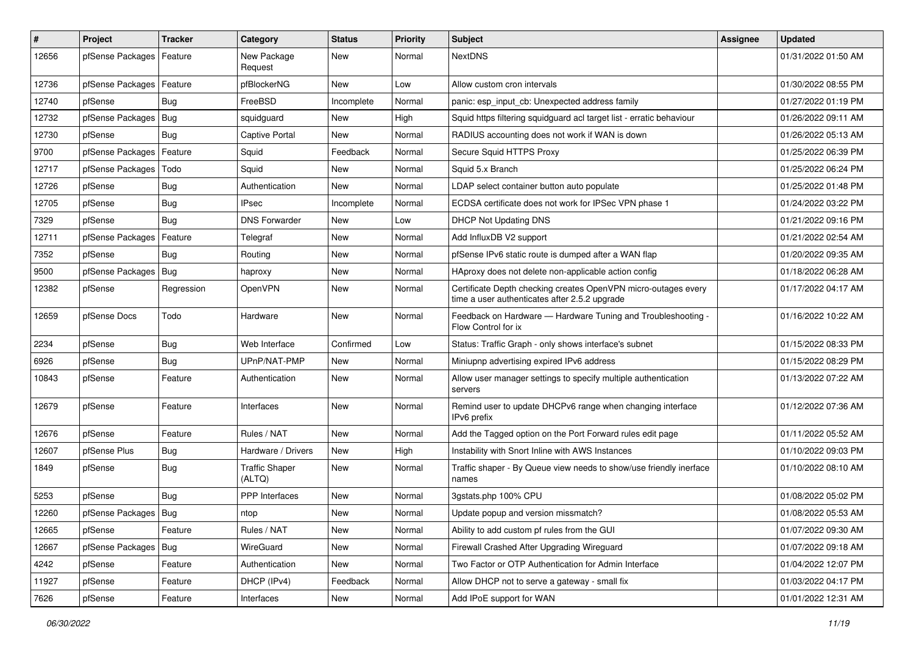| # | Project | Tracker | Category | Status | Priority | Subject | Assignee | Updated |
|---|---|---|---|---|---|---|---|---|
| 12656 | pfSense Packages | Feature | New Package Request | New | Normal | NextDNS | | 01/31/2022 01:50 AM |
| 12736 | pfSense Packages | Feature | pfBlockerNG | New | Low | Allow custom cron intervals | | 01/30/2022 08:55 PM |
| 12740 | pfSense | Bug | FreeBSD | Incomplete | Normal | panic: esp_input_cb: Unexpected address family | | 01/27/2022 01:19 PM |
| 12732 | pfSense Packages | Bug | squidguard | New | High | Squid https filtering squidguard acl target list - erratic behaviour | | 01/26/2022 09:11 AM |
| 12730 | pfSense | Bug | Captive Portal | New | Normal | RADIUS accounting does not work if WAN is down | | 01/26/2022 05:13 AM |
| 9700 | pfSense Packages | Feature | Squid | Feedback | Normal | Secure Squid HTTPS Proxy | | 01/25/2022 06:39 PM |
| 12717 | pfSense Packages | Todo | Squid | New | Normal | Squid 5.x Branch | | 01/25/2022 06:24 PM |
| 12726 | pfSense | Bug | Authentication | New | Normal | LDAP select container button auto populate | | 01/25/2022 01:48 PM |
| 12705 | pfSense | Bug | IPsec | Incomplete | Normal | ECDSA certificate does not work for IPSec VPN phase 1 | | 01/24/2022 03:22 PM |
| 7329 | pfSense | Bug | DNS Forwarder | New | Low | DHCP Not Updating DNS | | 01/21/2022 09:16 PM |
| 12711 | pfSense Packages | Feature | Telegraf | New | Normal | Add InfluxDB V2 support | | 01/21/2022 02:54 AM |
| 7352 | pfSense | Bug | Routing | New | Normal | pfSense IPv6 static route is dumped after a WAN flap | | 01/20/2022 09:35 AM |
| 9500 | pfSense Packages | Bug | haproxy | New | Normal | HAproxy does not delete non-applicable action config | | 01/18/2022 06:28 AM |
| 12382 | pfSense | Regression | OpenVPN | New | Normal | Certificate Depth checking creates OpenVPN micro-outages every time a user authenticates after 2.5.2 upgrade | | 01/17/2022 04:17 AM |
| 12659 | pfSense Docs | Todo | Hardware | New | Normal | Feedback on Hardware — Hardware Tuning and Troubleshooting - Flow Control for ix | | 01/16/2022 10:22 AM |
| 2234 | pfSense | Bug | Web Interface | Confirmed | Low | Status: Traffic Graph - only shows interface's subnet | | 01/15/2022 08:33 PM |
| 6926 | pfSense | Bug | UPnP/NAT-PMP | New | Normal | Miniupnp advertising expired IPv6 address | | 01/15/2022 08:29 PM |
| 10843 | pfSense | Feature | Authentication | New | Normal | Allow user manager settings to specify multiple authentication servers | | 01/13/2022 07:22 AM |
| 12679 | pfSense | Feature | Interfaces | New | Normal | Remind user to update DHCPv6 range when changing interface IPv6 prefix | | 01/12/2022 07:36 AM |
| 12676 | pfSense | Feature | Rules / NAT | New | Normal | Add the Tagged option on the Port Forward rules edit page | | 01/11/2022 05:52 AM |
| 12607 | pfSense Plus | Bug | Hardware / Drivers | New | High | Instability with Snort Inline with AWS Instances | | 01/10/2022 09:03 PM |
| 1849 | pfSense | Bug | Traffic Shaper (ALTQ) | New | Normal | Traffic shaper - By Queue view needs to show/use friendly inerface names | | 01/10/2022 08:10 AM |
| 5253 | pfSense | Bug | PPP Interfaces | New | Normal | 3gstats.php 100% CPU | | 01/08/2022 05:02 PM |
| 12260 | pfSense Packages | Bug | ntop | New | Normal | Update popup and version missmatch? | | 01/08/2022 05:53 AM |
| 12665 | pfSense | Feature | Rules / NAT | New | Normal | Ability to add custom pf rules from the GUI | | 01/07/2022 09:30 AM |
| 12667 | pfSense Packages | Bug | WireGuard | New | Normal | Firewall Crashed After Upgrading Wireguard | | 01/07/2022 09:18 AM |
| 4242 | pfSense | Feature | Authentication | New | Normal | Two Factor or OTP Authentication for Admin Interface | | 01/04/2022 12:07 PM |
| 11927 | pfSense | Feature | DHCP (IPv4) | Feedback | Normal | Allow DHCP not to serve a gateway - small fix | | 01/03/2022 04:17 PM |
| 7626 | pfSense | Feature | Interfaces | New | Normal | Add IPoE support for WAN | | 01/01/2022 12:31 AM |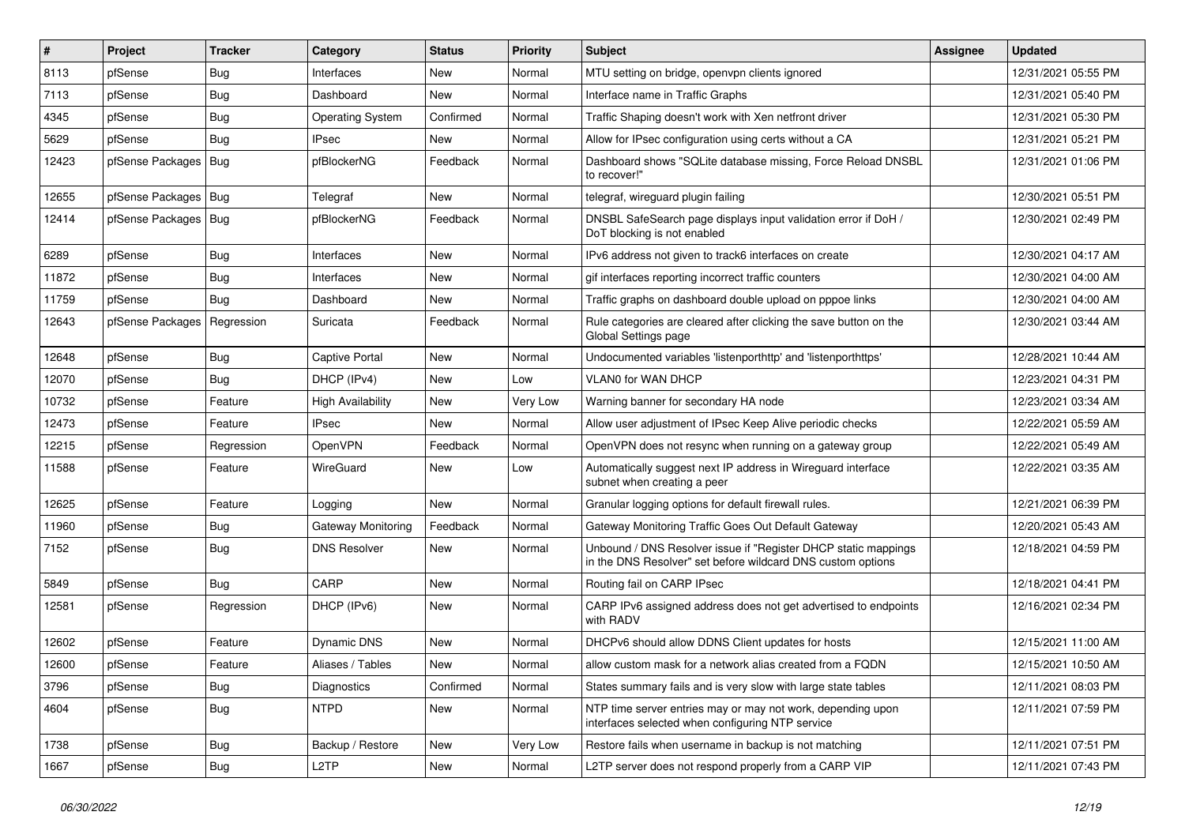| # | Project | Tracker | Category | Status | Priority | Subject | Assignee | Updated |
|---|---|---|---|---|---|---|---|---|
| 8113 | pfSense | Bug | Interfaces | New | Normal | MTU setting on bridge, openvpn clients ignored | | 12/31/2021 05:55 PM |
| 7113 | pfSense | Bug | Dashboard | New | Normal | Interface name in Traffic Graphs | | 12/31/2021 05:40 PM |
| 4345 | pfSense | Bug | Operating System | Confirmed | Normal | Traffic Shaping doesn't work with Xen netfront driver | | 12/31/2021 05:30 PM |
| 5629 | pfSense | Bug | IPsec | New | Normal | Allow for IPsec configuration using certs without a CA | | 12/31/2021 05:21 PM |
| 12423 | pfSense Packages | Bug | pfBlockerNG | Feedback | Normal | Dashboard shows "SQLite database missing, Force Reload DNSBL to recover!" | | 12/31/2021 01:06 PM |
| 12655 | pfSense Packages | Bug | Telegraf | New | Normal | telegraf, wireguard plugin failing | | 12/30/2021 05:51 PM |
| 12414 | pfSense Packages | Bug | pfBlockerNG | Feedback | Normal | DNSBL SafeSearch page displays input validation error if DoH / DoT blocking is not enabled | | 12/30/2021 02:49 PM |
| 6289 | pfSense | Bug | Interfaces | New | Normal | IPv6 address not given to track6 interfaces on create | | 12/30/2021 04:17 AM |
| 11872 | pfSense | Bug | Interfaces | New | Normal | gif interfaces reporting incorrect traffic counters | | 12/30/2021 04:00 AM |
| 11759 | pfSense | Bug | Dashboard | New | Normal | Traffic graphs on dashboard double upload on pppoe links | | 12/30/2021 04:00 AM |
| 12643 | pfSense Packages | Regression | Suricata | Feedback | Normal | Rule categories are cleared after clicking the save button on the Global Settings page | | 12/30/2021 03:44 AM |
| 12648 | pfSense | Bug | Captive Portal | New | Normal | Undocumented variables 'listenporthttp' and 'listenporthttps' | | 12/28/2021 10:44 AM |
| 12070 | pfSense | Bug | DHCP (IPv4) | New | Low | VLAN0 for WAN DHCP | | 12/23/2021 04:31 PM |
| 10732 | pfSense | Feature | High Availability | New | Very Low | Warning banner for secondary HA node | | 12/23/2021 03:34 AM |
| 12473 | pfSense | Feature | IPsec | New | Normal | Allow user adjustment of IPsec Keep Alive periodic checks | | 12/22/2021 05:59 AM |
| 12215 | pfSense | Regression | OpenVPN | Feedback | Normal | OpenVPN does not resync when running on a gateway group | | 12/22/2021 05:49 AM |
| 11588 | pfSense | Feature | WireGuard | New | Low | Automatically suggest next IP address in Wireguard interface subnet when creating a peer | | 12/22/2021 03:35 AM |
| 12625 | pfSense | Feature | Logging | New | Normal | Granular logging options for default firewall rules. | | 12/21/2021 06:39 PM |
| 11960 | pfSense | Bug | Gateway Monitoring | Feedback | Normal | Gateway Monitoring Traffic Goes Out Default Gateway | | 12/20/2021 05:43 AM |
| 7152 | pfSense | Bug | DNS Resolver | New | Normal | Unbound / DNS Resolver issue if "Register DHCP static mappings in the DNS Resolver" set before wildcard DNS custom options | | 12/18/2021 04:59 PM |
| 5849 | pfSense | Bug | CARP | New | Normal | Routing fail on CARP IPsec | | 12/18/2021 04:41 PM |
| 12581 | pfSense | Regression | DHCP (IPv6) | New | Normal | CARP IPv6 assigned address does not get advertised to endpoints with RADV | | 12/16/2021 02:34 PM |
| 12602 | pfSense | Feature | Dynamic DNS | New | Normal | DHCPv6 should allow DDNS Client updates for hosts | | 12/15/2021 11:00 AM |
| 12600 | pfSense | Feature | Aliases / Tables | New | Normal | allow custom mask for a network alias created from a FQDN | | 12/15/2021 10:50 AM |
| 3796 | pfSense | Bug | Diagnostics | Confirmed | Normal | States summary fails and is very slow with large state tables | | 12/11/2021 08:03 PM |
| 4604 | pfSense | Bug | NTPD | New | Normal | NTP time server entries may or may not work, depending upon interfaces selected when configuring NTP service | | 12/11/2021 07:59 PM |
| 1738 | pfSense | Bug | Backup / Restore | New | Very Low | Restore fails when username in backup is not matching | | 12/11/2021 07:51 PM |
| 1667 | pfSense | Bug | L2TP | New | Normal | L2TP server does not respond properly from a CARP VIP | | 12/11/2021 07:43 PM |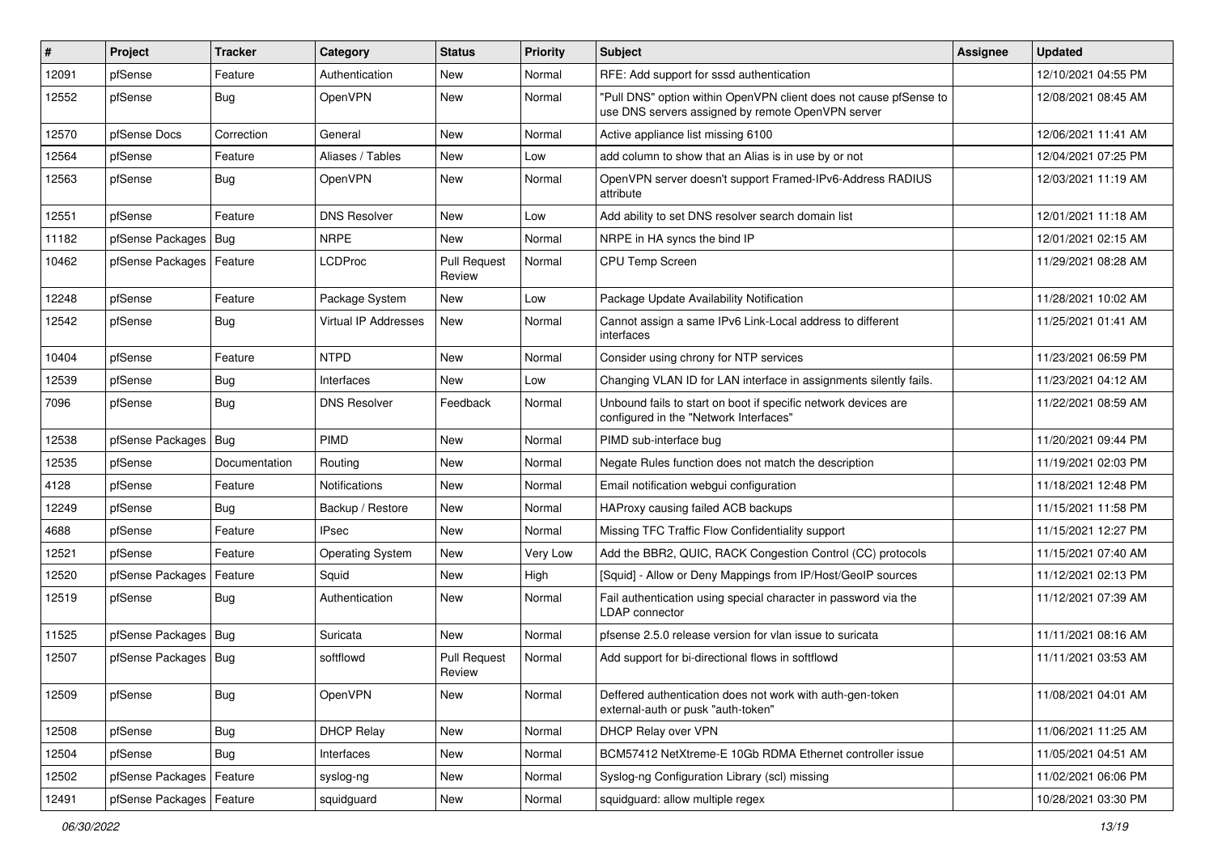| # | Project | Tracker | Category | Status | Priority | Subject | Assignee | Updated |
|---|---|---|---|---|---|---|---|---|
| 12091 | pfSense | Feature | Authentication | New | Normal | RFE: Add support for sssd authentication | | 12/10/2021 04:55 PM |
| 12552 | pfSense | Bug | OpenVPN | New | Normal | "Pull DNS" option within OpenVPN client does not cause pfSense to use DNS servers assigned by remote OpenVPN server | | 12/08/2021 08:45 AM |
| 12570 | pfSense Docs | Correction | General | New | Normal | Active appliance list missing 6100 | | 12/06/2021 11:41 AM |
| 12564 | pfSense | Feature | Aliases / Tables | New | Low | add column to show that an Alias is in use by or not | | 12/04/2021 07:25 PM |
| 12563 | pfSense | Bug | OpenVPN | New | Normal | OpenVPN server doesn't support Framed-IPv6-Address RADIUS attribute | | 12/03/2021 11:19 AM |
| 12551 | pfSense | Feature | DNS Resolver | New | Low | Add ability to set DNS resolver search domain list | | 12/01/2021 11:18 AM |
| 11182 | pfSense Packages | Bug | NRPE | New | Normal | NRPE in HA syncs the bind IP | | 12/01/2021 02:15 AM |
| 10462 | pfSense Packages | Feature | LCDProc | Pull Request Review | Normal | CPU Temp Screen | | 11/29/2021 08:28 AM |
| 12248 | pfSense | Feature | Package System | New | Low | Package Update Availability Notification | | 11/28/2021 10:02 AM |
| 12542 | pfSense | Bug | Virtual IP Addresses | New | Normal | Cannot assign a same IPv6 Link-Local address to different interfaces | | 11/25/2021 01:41 AM |
| 10404 | pfSense | Feature | NTPD | New | Normal | Consider using chrony for NTP services | | 11/23/2021 06:59 PM |
| 12539 | pfSense | Bug | Interfaces | New | Low | Changing VLAN ID for LAN interface in assignments silently fails. | | 11/23/2021 04:12 AM |
| 7096 | pfSense | Bug | DNS Resolver | Feedback | Normal | Unbound fails to start on boot if specific network devices are configured in the "Network Interfaces" | | 11/22/2021 08:59 AM |
| 12538 | pfSense Packages | Bug | PIMD | New | Normal | PIMD sub-interface bug | | 11/20/2021 09:44 PM |
| 12535 | pfSense | Documentation | Routing | New | Normal | Negate Rules function does not match the description | | 11/19/2021 02:03 PM |
| 4128 | pfSense | Feature | Notifications | New | Normal | Email notification webgui configuration | | 11/18/2021 12:48 PM |
| 12249 | pfSense | Bug | Backup / Restore | New | Normal | HAProxy causing failed ACB backups | | 11/15/2021 11:58 PM |
| 4688 | pfSense | Feature | IPsec | New | Normal | Missing TFC Traffic Flow Confidentiality support | | 11/15/2021 12:27 PM |
| 12521 | pfSense | Feature | Operating System | New | Very Low | Add the BBR2, QUIC, RACK Congestion Control (CC) protocols | | 11/15/2021 07:40 AM |
| 12520 | pfSense Packages | Feature | Squid | New | High | [Squid] - Allow or Deny Mappings from IP/Host/GeoIP sources | | 11/12/2021 02:13 PM |
| 12519 | pfSense | Bug | Authentication | New | Normal | Fail authentication using special character in password via the LDAP connector | | 11/12/2021 07:39 AM |
| 11525 | pfSense Packages | Bug | Suricata | New | Normal | pfsense 2.5.0 release version for vlan issue to suricata | | 11/11/2021 08:16 AM |
| 12507 | pfSense Packages | Bug | softflowd | Pull Request Review | Normal | Add support for bi-directional flows in softflowd | | 11/11/2021 03:53 AM |
| 12509 | pfSense | Bug | OpenVPN | New | Normal | Deffered authentication does not work with auth-gen-token external-auth or pusk "auth-token" | | 11/08/2021 04:01 AM |
| 12508 | pfSense | Bug | DHCP Relay | New | Normal | DHCP Relay over VPN | | 11/06/2021 11:25 AM |
| 12504 | pfSense | Bug | Interfaces | New | Normal | BCM57412 NetXtreme-E 10Gb RDMA Ethernet controller issue | | 11/05/2021 04:51 AM |
| 12502 | pfSense Packages | Feature | syslog-ng | New | Normal | Syslog-ng Configuration Library (scl) missing | | 11/02/2021 06:06 PM |
| 12491 | pfSense Packages | Feature | squidguard | New | Normal | squidguard: allow multiple regex | | 10/28/2021 03:30 PM |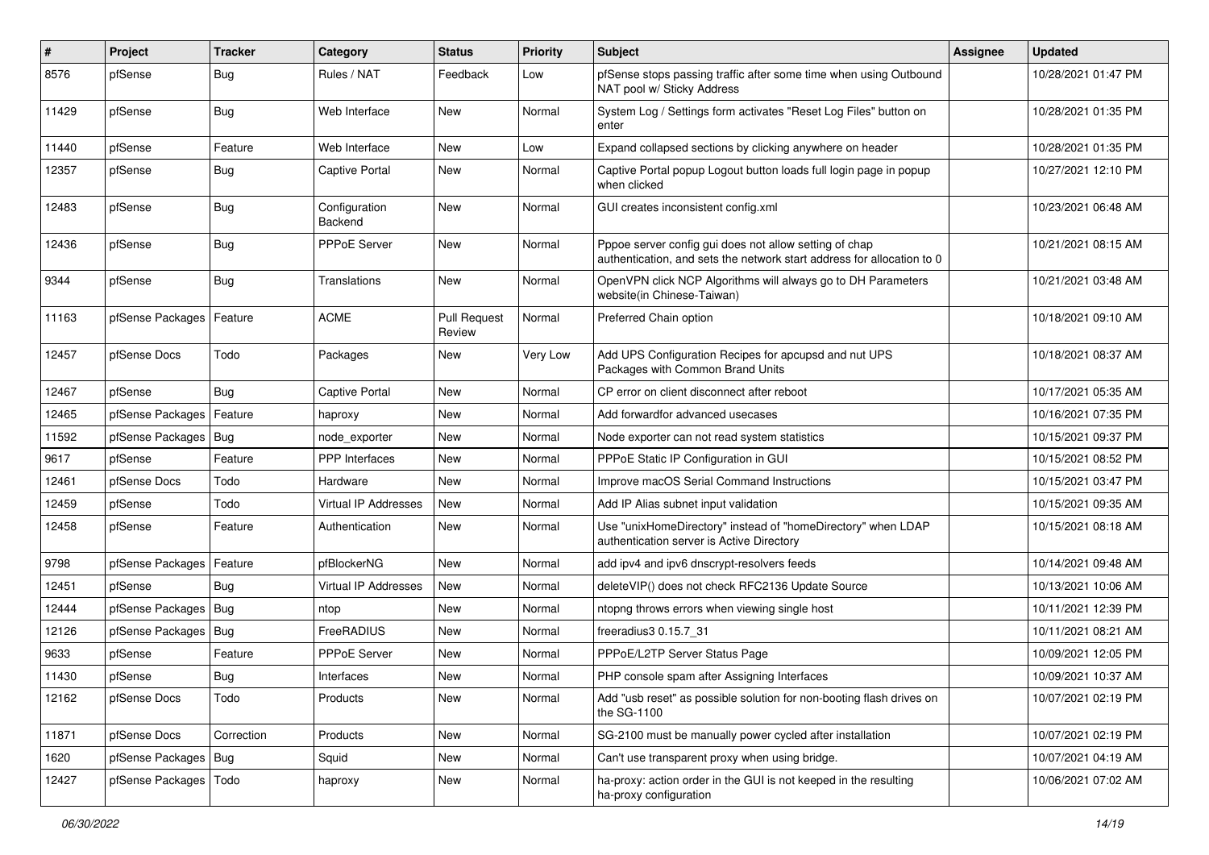| # | Project | Tracker | Category | Status | Priority | Subject | Assignee | Updated |
|---|---|---|---|---|---|---|---|---|
| 8576 | pfSense | Bug | Rules / NAT | Feedback | Low | pfSense stops passing traffic after some time when using Outbound NAT pool w/ Sticky Address | | 10/28/2021 01:47 PM |
| 11429 | pfSense | Bug | Web Interface | New | Normal | System Log / Settings form activates "Reset Log Files" button on enter | | 10/28/2021 01:35 PM |
| 11440 | pfSense | Feature | Web Interface | New | Low | Expand collapsed sections by clicking anywhere on header | | 10/28/2021 01:35 PM |
| 12357 | pfSense | Bug | Captive Portal | New | Normal | Captive Portal popup Logout button loads full login page in popup when clicked | | 10/27/2021 12:10 PM |
| 12483 | pfSense | Bug | Configuration Backend | New | Normal | GUI creates inconsistent config.xml | | 10/23/2021 06:48 AM |
| 12436 | pfSense | Bug | PPPoE Server | New | Normal | Pppoe server config gui does not allow setting of chap authentication, and sets the network start address for allocation to 0 | | 10/21/2021 08:15 AM |
| 9344 | pfSense | Bug | Translations | New | Normal | OpenVPN click NCP Algorithms will always go to DH Parameters website(in Chinese-Taiwan) | | 10/21/2021 03:48 AM |
| 11163 | pfSense Packages | Feature | ACME | Pull Request Review | Normal | Preferred Chain option | | 10/18/2021 09:10 AM |
| 12457 | pfSense Docs | Todo | Packages | New | Very Low | Add UPS Configuration Recipes for apcupsd and nut UPS Packages with Common Brand Units | | 10/18/2021 08:37 AM |
| 12467 | pfSense | Bug | Captive Portal | New | Normal | CP error on client disconnect after reboot | | 10/17/2021 05:35 AM |
| 12465 | pfSense Packages | Feature | haproxy | New | Normal | Add forwardfor advanced usecases | | 10/16/2021 07:35 PM |
| 11592 | pfSense Packages | Bug | node_exporter | New | Normal | Node exporter can not read system statistics | | 10/15/2021 09:37 PM |
| 9617 | pfSense | Feature | PPP Interfaces | New | Normal | PPPoE Static IP Configuration in GUI | | 10/15/2021 08:52 PM |
| 12461 | pfSense Docs | Todo | Hardware | New | Normal | Improve macOS Serial Command Instructions | | 10/15/2021 03:47 PM |
| 12459 | pfSense | Todo | Virtual IP Addresses | New | Normal | Add IP Alias subnet input validation | | 10/15/2021 09:35 AM |
| 12458 | pfSense | Feature | Authentication | New | Normal | Use "unixHomeDirectory" instead of "homeDirectory" when LDAP authentication server is Active Directory | | 10/15/2021 08:18 AM |
| 9798 | pfSense Packages | Feature | pfBlockerNG | New | Normal | add ipv4 and ipv6 dnscrypt-resolvers feeds | | 10/14/2021 09:48 AM |
| 12451 | pfSense | Bug | Virtual IP Addresses | New | Normal | deleteVIP() does not check RFC2136 Update Source | | 10/13/2021 10:06 AM |
| 12444 | pfSense Packages | Bug | ntop | New | Normal | ntopng throws errors when viewing single host | | 10/11/2021 12:39 PM |
| 12126 | pfSense Packages | Bug | FreeRADIUS | New | Normal | freeradius3 0.15.7_31 | | 10/11/2021 08:21 AM |
| 9633 | pfSense | Feature | PPPoE Server | New | Normal | PPPoE/L2TP Server Status Page | | 10/09/2021 12:05 PM |
| 11430 | pfSense | Bug | Interfaces | New | Normal | PHP console spam after Assigning Interfaces | | 10/09/2021 10:37 AM |
| 12162 | pfSense Docs | Todo | Products | New | Normal | Add "usb reset" as possible solution for non-booting flash drives on the SG-1100 | | 10/07/2021 02:19 PM |
| 11871 | pfSense Docs | Correction | Products | New | Normal | SG-2100 must be manually power cycled after installation | | 10/07/2021 02:19 PM |
| 1620 | pfSense Packages | Bug | Squid | New | Normal | Can't use transparent proxy when using bridge. | | 10/07/2021 04:19 AM |
| 12427 | pfSense Packages | Todo | haproxy | New | Normal | ha-proxy: action order in the GUI is not keeped in the resulting ha-proxy configuration | | 10/06/2021 07:02 AM |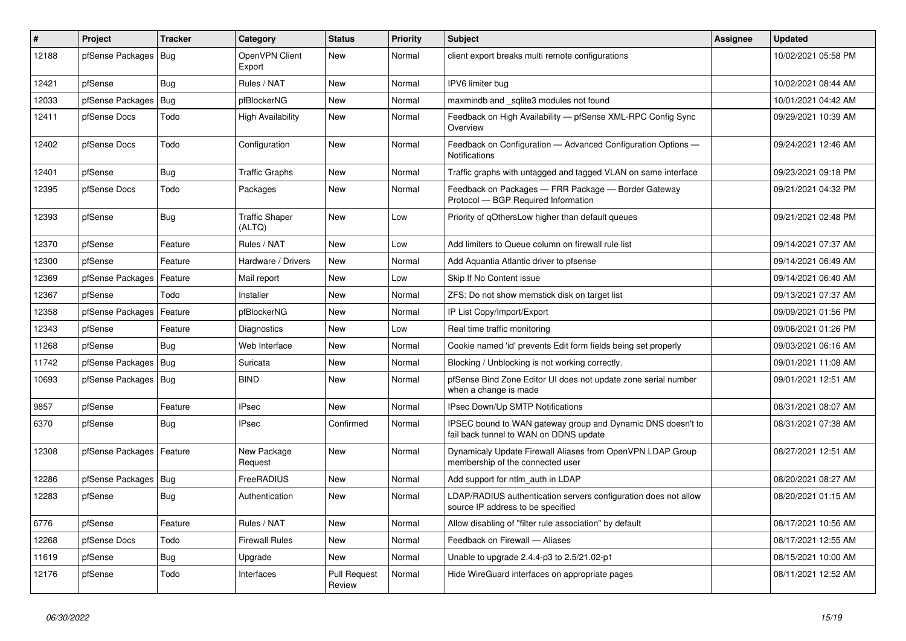| # | Project | Tracker | Category | Status | Priority | Subject | Assignee | Updated |
|---|---|---|---|---|---|---|---|---|
| 12188 | pfSense Packages | Bug | OpenVPN Client Export | New | Normal | client export breaks multi remote configurations | | 10/02/2021 05:58 PM |
| 12421 | pfSense | Bug | Rules / NAT | New | Normal | IPV6 limiter bug | | 10/02/2021 08:44 AM |
| 12033 | pfSense Packages | Bug | pfBlockerNG | New | Normal | maxmindb and _sqlite3 modules not found | | 10/01/2021 04:42 AM |
| 12411 | pfSense Docs | Todo | High Availability | New | Normal | Feedback on High Availability — pfSense XML-RPC Config Sync Overview | | 09/29/2021 10:39 AM |
| 12402 | pfSense Docs | Todo | Configuration | New | Normal | Feedback on Configuration — Advanced Configuration Options — Notifications | | 09/24/2021 12:46 AM |
| 12401 | pfSense | Bug | Traffic Graphs | New | Normal | Traffic graphs with untagged and tagged VLAN on same interface | | 09/23/2021 09:18 PM |
| 12395 | pfSense Docs | Todo | Packages | New | Normal | Feedback on Packages — FRR Package — Border Gateway Protocol — BGP Required Information | | 09/21/2021 04:32 PM |
| 12393 | pfSense | Bug | Traffic Shaper (ALTQ) | New | Low | Priority of qOthersLow higher than default queues | | 09/21/2021 02:48 PM |
| 12370 | pfSense | Feature | Rules / NAT | New | Low | Add limiters to Queue column on firewall rule list | | 09/14/2021 07:37 AM |
| 12300 | pfSense | Feature | Hardware / Drivers | New | Normal | Add Aquantia Atlantic driver to pfsense | | 09/14/2021 06:49 AM |
| 12369 | pfSense Packages | Feature | Mail report | New | Low | Skip If No Content issue | | 09/14/2021 06:40 AM |
| 12367 | pfSense | Todo | Installer | New | Normal | ZFS: Do not show memstick disk on target list | | 09/13/2021 07:37 AM |
| 12358 | pfSense Packages | Feature | pfBlockerNG | New | Normal | IP List Copy/Import/Export | | 09/09/2021 01:56 PM |
| 12343 | pfSense | Feature | Diagnostics | New | Low | Real time traffic monitoring | | 09/06/2021 01:26 PM |
| 11268 | pfSense | Bug | Web Interface | New | Normal | Cookie named 'id' prevents Edit form fields being set properly | | 09/03/2021 06:16 AM |
| 11742 | pfSense Packages | Bug | Suricata | New | Normal | Blocking / Unblocking is not working correctly. | | 09/01/2021 11:08 AM |
| 10693 | pfSense Packages | Bug | BIND | New | Normal | pfSense Bind Zone Editor UI does not update zone serial number when a change is made | | 09/01/2021 12:51 AM |
| 9857 | pfSense | Feature | IPsec | New | Normal | IPsec Down/Up SMTP Notifications | | 08/31/2021 08:07 AM |
| 6370 | pfSense | Bug | IPsec | Confirmed | Normal | IPSEC bound to WAN gateway group and Dynamic DNS doesn't to fail back tunnel to WAN on DDNS update | | 08/31/2021 07:38 AM |
| 12308 | pfSense Packages | Feature | New Package Request | New | Normal | Dynamicaly Update Firewall Aliases from OpenVPN LDAP Group membership of the connected user | | 08/27/2021 12:51 AM |
| 12286 | pfSense Packages | Bug | FreeRADIUS | New | Normal | Add support for ntlm_auth in LDAP | | 08/20/2021 08:27 AM |
| 12283 | pfSense | Bug | Authentication | New | Normal | LDAP/RADIUS authentication servers configuration does not allow source IP address to be specified | | 08/20/2021 01:15 AM |
| 6776 | pfSense | Feature | Rules / NAT | New | Normal | Allow disabling of "filter rule association" by default | | 08/17/2021 10:56 AM |
| 12268 | pfSense Docs | Todo | Firewall Rules | New | Normal | Feedback on Firewall — Aliases | | 08/17/2021 12:55 AM |
| 11619 | pfSense | Bug | Upgrade | New | Normal | Unable to upgrade 2.4.4-p3 to 2.5/21.02-p1 | | 08/15/2021 10:00 AM |
| 12176 | pfSense | Todo | Interfaces | Pull Request Review | Normal | Hide WireGuard interfaces on appropriate pages | | 08/11/2021 12:52 AM |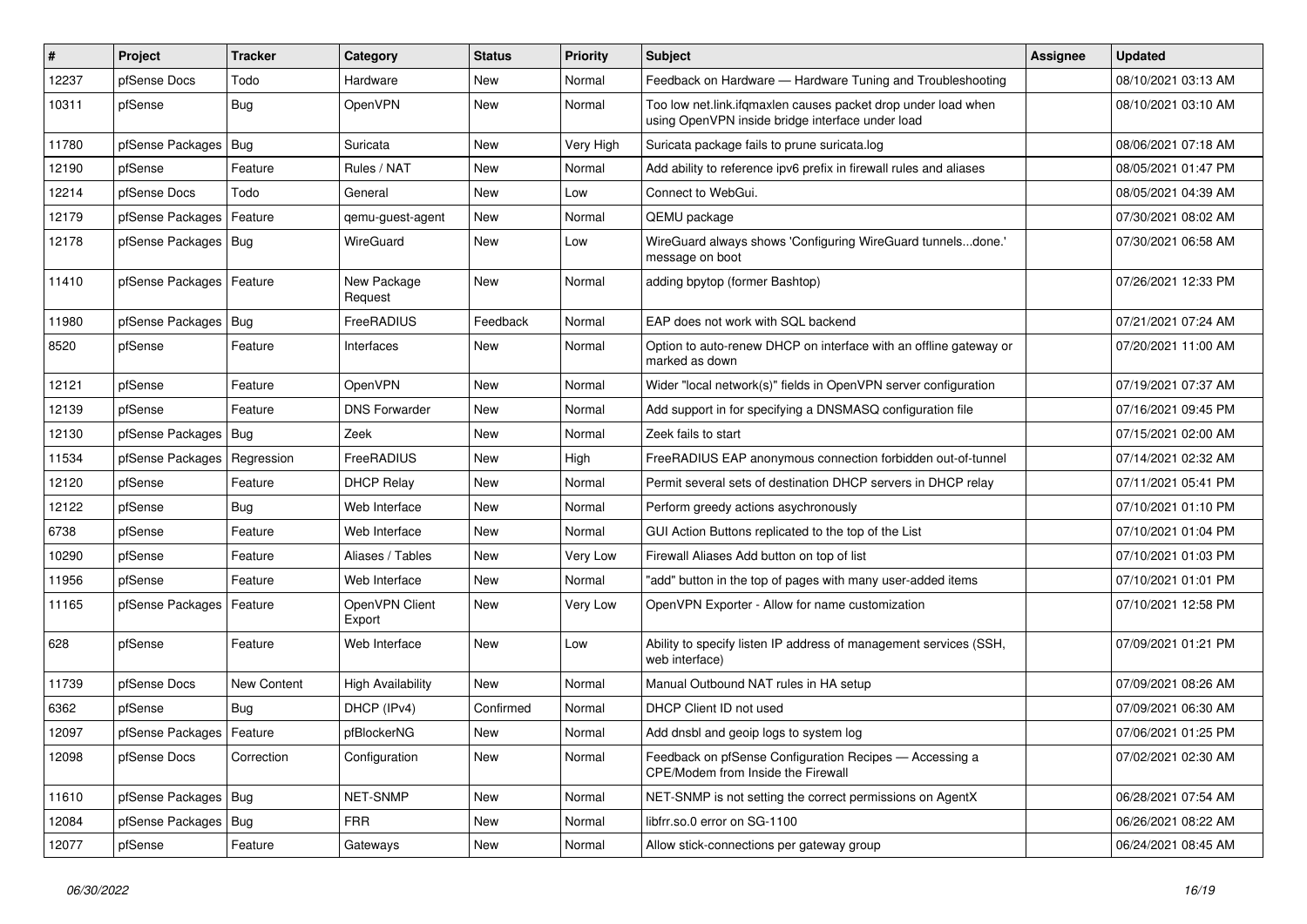| # | Project | Tracker | Category | Status | Priority | Subject | Assignee | Updated |
|---|---|---|---|---|---|---|---|---|
| 12237 | pfSense Docs | Todo | Hardware | New | Normal | Feedback on Hardware — Hardware Tuning and Troubleshooting | | 08/10/2021 03:13 AM |
| 10311 | pfSense | Bug | OpenVPN | New | Normal | Too low net.link.ifqmaxlen causes packet drop under load when using OpenVPN inside bridge interface under load | | 08/10/2021 03:10 AM |
| 11780 | pfSense Packages | Bug | Suricata | New | Very High | Suricata package fails to prune suricata.log | | 08/06/2021 07:18 AM |
| 12190 | pfSense | Feature | Rules / NAT | New | Normal | Add ability to reference ipv6 prefix in firewall rules and aliases | | 08/05/2021 01:47 PM |
| 12214 | pfSense Docs | Todo | General | New | Low | Connect to WebGui. | | 08/05/2021 04:39 AM |
| 12179 | pfSense Packages | Feature | qemu-guest-agent | New | Normal | QEMU package | | 07/30/2021 08:02 AM |
| 12178 | pfSense Packages | Bug | WireGuard | New | Low | WireGuard always shows 'Configuring WireGuard tunnels...done.' message on boot | | 07/30/2021 06:58 AM |
| 11410 | pfSense Packages | Feature | New Package Request | New | Normal | adding bpytop (former Bashtop) | | 07/26/2021 12:33 PM |
| 11980 | pfSense Packages | Bug | FreeRADIUS | Feedback | Normal | EAP does not work with SQL backend | | 07/21/2021 07:24 AM |
| 8520 | pfSense | Feature | Interfaces | New | Normal | Option to auto-renew DHCP on interface with an offline gateway or marked as down | | 07/20/2021 11:00 AM |
| 12121 | pfSense | Feature | OpenVPN | New | Normal | Wider "local network(s)" fields in OpenVPN server configuration | | 07/19/2021 07:37 AM |
| 12139 | pfSense | Feature | DNS Forwarder | New | Normal | Add support in for specifying a DNSMASQ configuration file | | 07/16/2021 09:45 PM |
| 12130 | pfSense Packages | Bug | Zeek | New | Normal | Zeek fails to start | | 07/15/2021 02:00 AM |
| 11534 | pfSense Packages | Regression | FreeRADIUS | New | High | FreeRADIUS EAP anonymous connection forbidden out-of-tunnel | | 07/14/2021 02:32 AM |
| 12120 | pfSense | Feature | DHCP Relay | New | Normal | Permit several sets of destination DHCP servers in DHCP relay | | 07/11/2021 05:41 PM |
| 12122 | pfSense | Bug | Web Interface | New | Normal | Perform greedy actions asychronously | | 07/10/2021 01:10 PM |
| 6738 | pfSense | Feature | Web Interface | New | Normal | GUI Action Buttons replicated to the top of the List | | 07/10/2021 01:04 PM |
| 10290 | pfSense | Feature | Aliases / Tables | New | Very Low | Firewall Aliases Add button on top of list | | 07/10/2021 01:03 PM |
| 11956 | pfSense | Feature | Web Interface | New | Normal | "add" button in the top of pages with many user-added items | | 07/10/2021 01:01 PM |
| 11165 | pfSense Packages | Feature | OpenVPN Client Export | New | Very Low | OpenVPN Exporter - Allow for name customization | | 07/10/2021 12:58 PM |
| 628 | pfSense | Feature | Web Interface | New | Low | Ability to specify listen IP address of management services (SSH, web interface) | | 07/09/2021 01:21 PM |
| 11739 | pfSense Docs | New Content | High Availability | New | Normal | Manual Outbound NAT rules in HA setup | | 07/09/2021 08:26 AM |
| 6362 | pfSense | Bug | DHCP (IPv4) | Confirmed | Normal | DHCP Client ID not used | | 07/09/2021 06:30 AM |
| 12097 | pfSense Packages | Feature | pfBlockerNG | New | Normal | Add dnsbl and geoip logs to system log | | 07/06/2021 01:25 PM |
| 12098 | pfSense Docs | Correction | Configuration | New | Normal | Feedback on pfSense Configuration Recipes — Accessing a CPE/Modem from Inside the Firewall | | 07/02/2021 02:30 AM |
| 11610 | pfSense Packages | Bug | NET-SNMP | New | Normal | NET-SNMP is not setting the correct permissions on AgentX | | 06/28/2021 07:54 AM |
| 12084 | pfSense Packages | Bug | FRR | New | Normal | libfrr.so.0 error on SG-1100 | | 06/26/2021 08:22 AM |
| 12077 | pfSense | Feature | Gateways | New | Normal | Allow stick-connections per gateway group | | 06/24/2021 08:45 AM |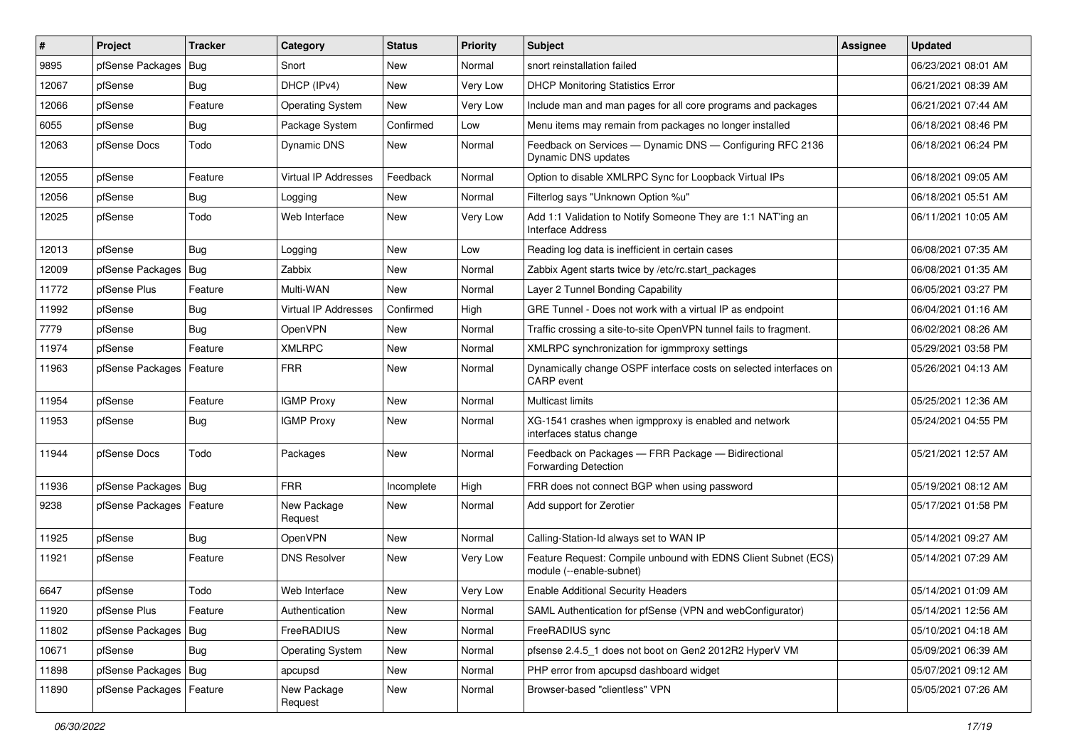| # | Project | Tracker | Category | Status | Priority | Subject | Assignee | Updated |
|---|---|---|---|---|---|---|---|---|
| 9895 | pfSense Packages | Bug | Snort | New | Normal | snort reinstallation failed | | 06/23/2021 08:01 AM |
| 12067 | pfSense | Bug | DHCP (IPv4) | New | Very Low | DHCP Monitoring Statistics Error | | 06/21/2021 08:39 AM |
| 12066 | pfSense | Feature | Operating System | New | Very Low | Include man and man pages for all core programs and packages | | 06/21/2021 07:44 AM |
| 6055 | pfSense | Bug | Package System | Confirmed | Low | Menu items may remain from packages no longer installed | | 06/18/2021 08:46 PM |
| 12063 | pfSense Docs | Todo | Dynamic DNS | New | Normal | Feedback on Services — Dynamic DNS — Configuring RFC 2136 Dynamic DNS updates | | 06/18/2021 06:24 PM |
| 12055 | pfSense | Feature | Virtual IP Addresses | Feedback | Normal | Option to disable XMLRPC Sync for Loopback Virtual IPs | | 06/18/2021 09:05 AM |
| 12056 | pfSense | Bug | Logging | New | Normal | Filterlog says "Unknown Option %u" | | 06/18/2021 05:51 AM |
| 12025 | pfSense | Todo | Web Interface | New | Very Low | Add 1:1 Validation to Notify Someone They are 1:1 NAT'ing an Interface Address | | 06/11/2021 10:05 AM |
| 12013 | pfSense | Bug | Logging | New | Low | Reading log data is inefficient in certain cases | | 06/08/2021 07:35 AM |
| 12009 | pfSense Packages | Bug | Zabbix | New | Normal | Zabbix Agent starts twice by /etc/rc.start_packages | | 06/08/2021 01:35 AM |
| 11772 | pfSense Plus | Feature | Multi-WAN | New | Normal | Layer 2 Tunnel Bonding Capability | | 06/05/2021 03:27 PM |
| 11992 | pfSense | Bug | Virtual IP Addresses | Confirmed | High | GRE Tunnel - Does not work with a virtual IP as endpoint | | 06/04/2021 01:16 AM |
| 7779 | pfSense | Bug | OpenVPN | New | Normal | Traffic crossing a site-to-site OpenVPN tunnel fails to fragment. | | 06/02/2021 08:26 AM |
| 11974 | pfSense | Feature | XMLRPC | New | Normal | XMLRPC synchronization for igmmproxy settings | | 05/29/2021 03:58 PM |
| 11963 | pfSense Packages | Feature | FRR | New | Normal | Dynamically change OSPF interface costs on selected interfaces on CARP event | | 05/26/2021 04:13 AM |
| 11954 | pfSense | Feature | IGMP Proxy | New | Normal | Multicast limits | | 05/25/2021 12:36 AM |
| 11953 | pfSense | Bug | IGMP Proxy | New | Normal | XG-1541 crashes when igmpproxy is enabled and network interfaces status change | | 05/24/2021 04:55 PM |
| 11944 | pfSense Docs | Todo | Packages | New | Normal | Feedback on Packages — FRR Package — Bidirectional Forwarding Detection | | 05/21/2021 12:57 AM |
| 11936 | pfSense Packages | Bug | FRR | Incomplete | High | FRR does not connect BGP when using password | | 05/19/2021 08:12 AM |
| 9238 | pfSense Packages | Feature | New Package Request | New | Normal | Add support for Zerotier | | 05/17/2021 01:58 PM |
| 11925 | pfSense | Bug | OpenVPN | New | Normal | Calling-Station-Id always set to WAN IP | | 05/14/2021 09:27 AM |
| 11921 | pfSense | Feature | DNS Resolver | New | Very Low | Feature Request: Compile unbound with EDNS Client Subnet (ECS) module (--enable-subnet) | | 05/14/2021 07:29 AM |
| 6647 | pfSense | Todo | Web Interface | New | Very Low | Enable Additional Security Headers | | 05/14/2021 01:09 AM |
| 11920 | pfSense Plus | Feature | Authentication | New | Normal | SAML Authentication for pfSense (VPN and webConfigurator) | | 05/14/2021 12:56 AM |
| 11802 | pfSense Packages | Bug | FreeRADIUS | New | Normal | FreeRADIUS sync | | 05/10/2021 04:18 AM |
| 10671 | pfSense | Bug | Operating System | New | Normal | pfsense 2.4.5_1 does not boot on Gen2 2012R2 HyperV VM | | 05/09/2021 06:39 AM |
| 11898 | pfSense Packages | Bug | apcupsd | New | Normal | PHP error from apcupsd dashboard widget | | 05/07/2021 09:12 AM |
| 11890 | pfSense Packages | Feature | New Package Request | New | Normal | Browser-based "clientless" VPN | | 05/05/2021 07:26 AM |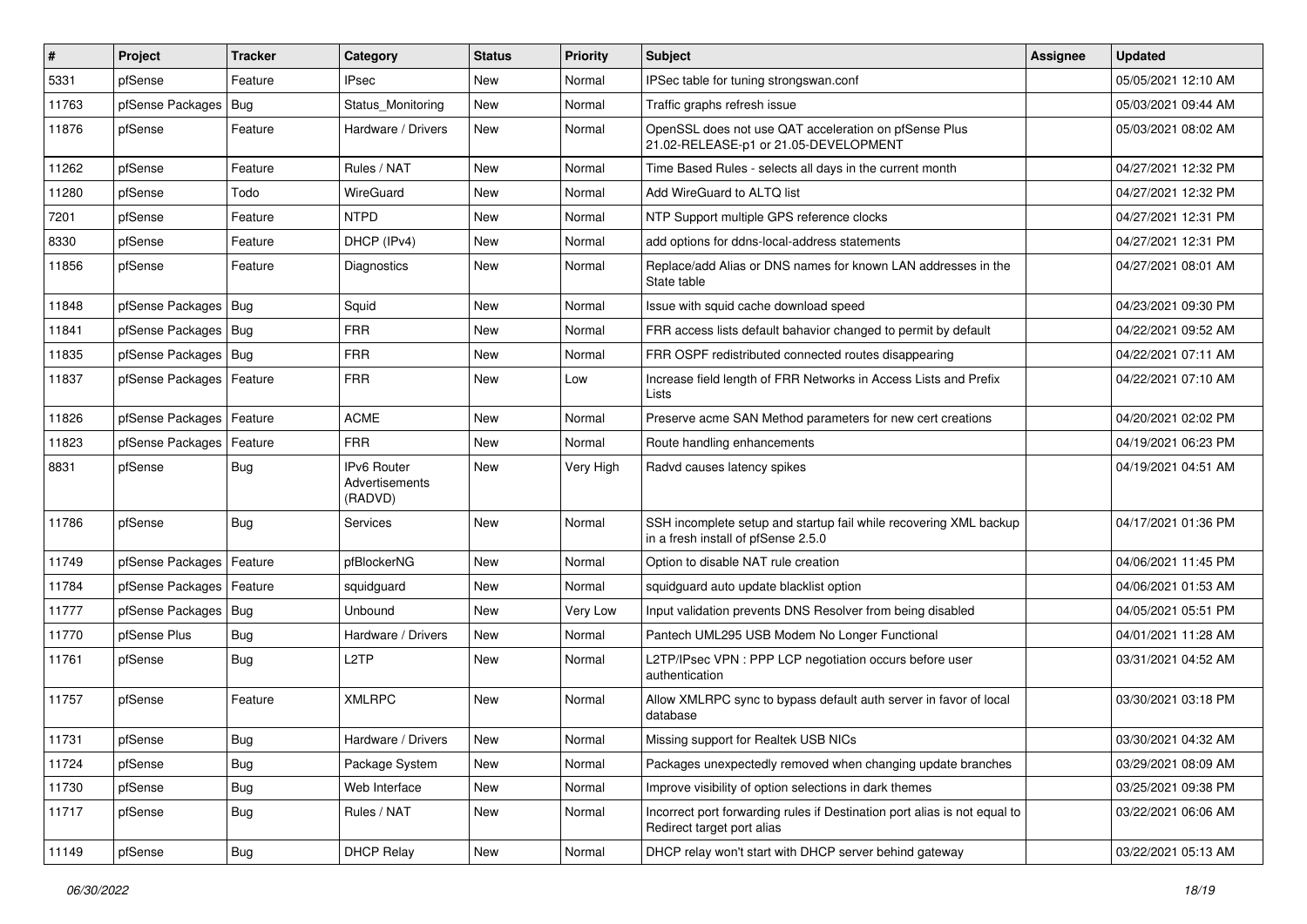| # | Project | Tracker | Category | Status | Priority | Subject | Assignee | Updated |
|---|---|---|---|---|---|---|---|---|
| 5331 | pfSense | Feature | IPsec | New | Normal | IPSec table for tuning strongswan.conf | | 05/05/2021 12:10 AM |
| 11763 | pfSense Packages | Bug | Status_Monitoring | New | Normal | Traffic graphs refresh issue | | 05/03/2021 09:44 AM |
| 11876 | pfSense | Feature | Hardware / Drivers | New | Normal | OpenSSL does not use QAT acceleration on pfSense Plus 21.02-RELEASE-p1 or 21.05-DEVELOPMENT | | 05/03/2021 08:02 AM |
| 11262 | pfSense | Feature | Rules / NAT | New | Normal | Time Based Rules - selects all days in the current month | | 04/27/2021 12:32 PM |
| 11280 | pfSense | Todo | WireGuard | New | Normal | Add WireGuard to ALTQ list | | 04/27/2021 12:32 PM |
| 7201 | pfSense | Feature | NTPD | New | Normal | NTP Support multiple GPS reference clocks | | 04/27/2021 12:31 PM |
| 8330 | pfSense | Feature | DHCP (IPv4) | New | Normal | add options for ddns-local-address statements | | 04/27/2021 12:31 PM |
| 11856 | pfSense | Feature | Diagnostics | New | Normal | Replace/add Alias or DNS names for known LAN addresses in the State table | | 04/27/2021 08:01 AM |
| 11848 | pfSense Packages | Bug | Squid | New | Normal | Issue with squid cache download speed | | 04/23/2021 09:30 PM |
| 11841 | pfSense Packages | Bug | FRR | New | Normal | FRR access lists default bahavior changed to permit by default | | 04/22/2021 09:52 AM |
| 11835 | pfSense Packages | Bug | FRR | New | Normal | FRR OSPF redistributed connected routes disappearing | | 04/22/2021 07:11 AM |
| 11837 | pfSense Packages | Feature | FRR | New | Low | Increase field length of FRR Networks in Access Lists and Prefix Lists | | 04/22/2021 07:10 AM |
| 11826 | pfSense Packages | Feature | ACME | New | Normal | Preserve acme SAN Method parameters for new cert creations | | 04/20/2021 02:02 PM |
| 11823 | pfSense Packages | Feature | FRR | New | Normal | Route handling enhancements | | 04/19/2021 06:23 PM |
| 8831 | pfSense | Bug | IPv6 Router Advertisements (RADVD) | New | Very High | Radvd causes latency spikes | | 04/19/2021 04:51 AM |
| 11786 | pfSense | Bug | Services | New | Normal | SSH incomplete setup and startup fail while recovering XML backup in a fresh install of pfSense 2.5.0 | | 04/17/2021 01:36 PM |
| 11749 | pfSense Packages | Feature | pfBlockerNG | New | Normal | Option to disable NAT rule creation | | 04/06/2021 11:45 PM |
| 11784 | pfSense Packages | Feature | squidguard | New | Normal | squidguard auto update blacklist option | | 04/06/2021 01:53 AM |
| 11777 | pfSense Packages | Bug | Unbound | New | Very Low | Input validation prevents DNS Resolver from being disabled | | 04/05/2021 05:51 PM |
| 11770 | pfSense Plus | Bug | Hardware / Drivers | New | Normal | Pantech UML295 USB Modem No Longer Functional | | 04/01/2021 11:28 AM |
| 11761 | pfSense | Bug | L2TP | New | Normal | L2TP/IPsec VPN : PPP LCP negotiation occurs before user authentication | | 03/31/2021 04:52 AM |
| 11757 | pfSense | Feature | XMLRPC | New | Normal | Allow XMLRPC sync to bypass default auth server in favor of local database | | 03/30/2021 03:18 PM |
| 11731 | pfSense | Bug | Hardware / Drivers | New | Normal | Missing support for Realtek USB NICs | | 03/30/2021 04:32 AM |
| 11724 | pfSense | Bug | Package System | New | Normal | Packages unexpectedly removed when changing update branches | | 03/29/2021 08:09 AM |
| 11730 | pfSense | Bug | Web Interface | New | Normal | Improve visibility of option selections in dark themes | | 03/25/2021 09:38 PM |
| 11717 | pfSense | Bug | Rules / NAT | New | Normal | Incorrect port forwarding rules if Destination port alias is not equal to Redirect target port alias | | 03/22/2021 06:06 AM |
| 11149 | pfSense | Bug | DHCP Relay | New | Normal | DHCP relay won't start with DHCP server behind gateway | | 03/22/2021 05:13 AM |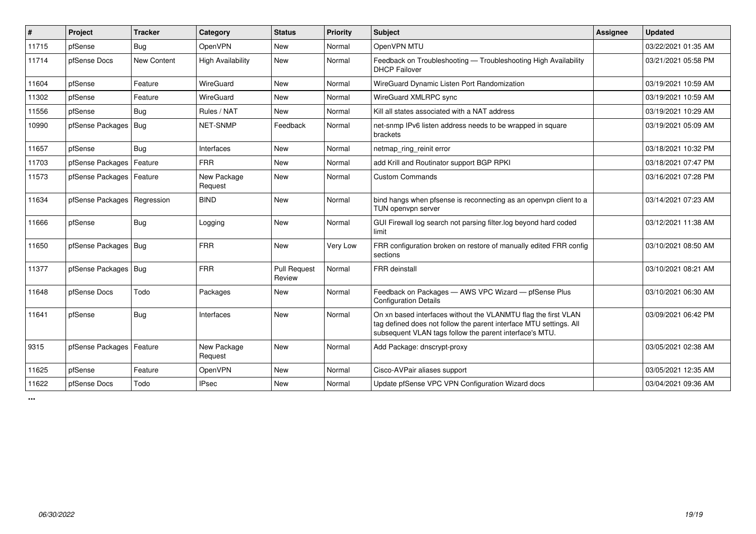| # | Project | Tracker | Category | Status | Priority | Subject | Assignee | Updated |
|---|---|---|---|---|---|---|---|---|
| 11715 | pfSense | Bug | OpenVPN | New | Normal | OpenVPN MTU | | 03/22/2021 01:35 AM |
| 11714 | pfSense Docs | New Content | High Availability | New | Normal | Feedback on Troubleshooting — Troubleshooting High Availability DHCP Failover | | 03/21/2021 05:58 PM |
| 11604 | pfSense | Feature | WireGuard | New | Normal | WireGuard Dynamic Listen Port Randomization | | 03/19/2021 10:59 AM |
| 11302 | pfSense | Feature | WireGuard | New | Normal | WireGuard XMLRPC sync | | 03/19/2021 10:59 AM |
| 11556 | pfSense | Bug | Rules / NAT | New | Normal | Kill all states associated with a NAT address | | 03/19/2021 10:29 AM |
| 10990 | pfSense Packages | Bug | NET-SNMP | Feedback | Normal | net-snmp IPv6 listen address needs to be wrapped in square brackets | | 03/19/2021 05:09 AM |
| 11657 | pfSense | Bug | Interfaces | New | Normal | netmap_ring_reinit error | | 03/18/2021 10:32 PM |
| 11703 | pfSense Packages | Feature | FRR | New | Normal | add Krill and Routinator support BGP RPKI | | 03/18/2021 07:47 PM |
| 11573 | pfSense Packages | Feature | New Package Request | New | Normal | Custom Commands | | 03/16/2021 07:28 PM |
| 11634 | pfSense Packages | Regression | BIND | New | Normal | bind hangs when pfsense is reconnecting as an openvpn client to a TUN openvpn server | | 03/14/2021 07:23 AM |
| 11666 | pfSense | Bug | Logging | New | Normal | GUI Firewall log search not parsing filter.log beyond hard coded limit | | 03/12/2021 11:38 AM |
| 11650 | pfSense Packages | Bug | FRR | New | Very Low | FRR configuration broken on restore of manually edited FRR config sections | | 03/10/2021 08:50 AM |
| 11377 | pfSense Packages | Bug | FRR | Pull Request Review | Normal | FRR deinstall | | 03/10/2021 08:21 AM |
| 11648 | pfSense Docs | Todo | Packages | New | Normal | Feedback on Packages — AWS VPC Wizard — pfSense Plus Configuration Details | | 03/10/2021 06:30 AM |
| 11641 | pfSense | Bug | Interfaces | New | Normal | On xn based interfaces without the VLANMTU flag the first VLAN tag defined does not follow the parent interface MTU settings. All subsequent VLAN tags follow the parent interface's MTU. | | 03/09/2021 06:42 PM |
| 9315 | pfSense Packages | Feature | New Package Request | New | Normal | Add Package: dnscrypt-proxy | | 03/05/2021 02:38 AM |
| 11625 | pfSense | Feature | OpenVPN | New | Normal | Cisco-AVPair aliases support | | 03/05/2021 12:35 AM |
| 11622 | pfSense Docs | Todo | IPsec | New | Normal | Update pfSense VPC VPN Configuration Wizard docs | | 03/04/2021 09:36 AM |

...